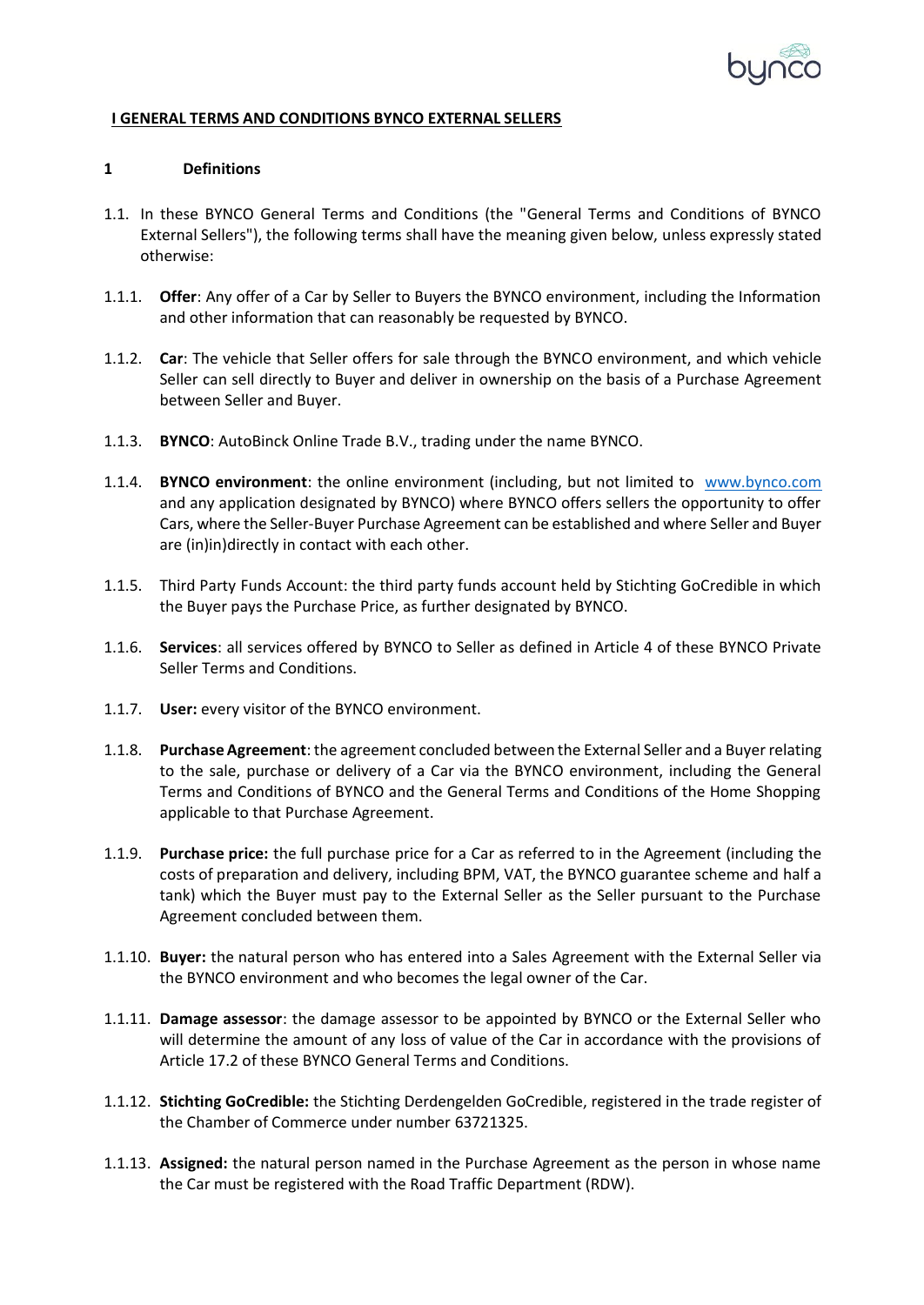**I GENERAL TERMS AND CONDITIONS BYNCO EXTERNAL SELLERS**

## 1 Definitions

1.1. In these BYNCO General Terms and Conditions (the "General Terms and Conditions of BYNCO External Sellers"), the following terms shall have the meaning given below, unless expressly stated otherwise:

1.1.1. **Offer**: Any offer of a Car by Seller to Buyers the BYNCO environment, including the Information and other information that can reasonably be requested by BYNCO.

1.1.2. **Car**: The vehicle that Seller offers for sale through the BYNCO environment, and which vehicle Seller can sell directly to Buyer and deliver in ownership on the basis of a Purchase Agreement between Seller and Buyer.

1.1.3. **BYNCO**: AutoBinck Online Trade B.V., trading under the name BYNCO.

1.1.4. **BYNCO environment**: the online environment (including, but not limited to www.bynco.com and any application designated by BYNCO) where BYNCO offers sellers the opportunity to offer Cars, where the Seller-Buyer Purchase Agreement can be established and where Seller and Buyer are (in)in)directly in contact with each other.

1.1.5. Third Party Funds Account: the third party funds account held by Stichting GoCredible in which the Buyer pays the Purchase Price, as further designated by BYNCO.

1.1.6. **Services**: all services offered by BYNCO to Seller as defined in Article 4 of these BYNCO Private Seller Terms and Conditions.

1.1.7. **User:** every visitor of the BYNCO environment.

1.1.8. **Purchase Agreement**: the agreement concluded between the External Seller and a Buyer relating to the sale, purchase or delivery of a Car via the BYNCO environment, including the General Terms and Conditions of BYNCO and the General Terms and Conditions of the Home Shopping applicable to that Purchase Agreement.

1.1.9. **Purchase price:** the full purchase price for a Car as referred to in the Agreement (including the costs of preparation and delivery, including BPM, VAT, the BYNCO guarantee scheme and half a tank) which the Buyer must pay to the External Seller as the Seller pursuant to the Purchase Agreement concluded between them.

1.1.10. **Buyer:** the natural person who has entered into a Sales Agreement with the External Seller via the BYNCO environment and who becomes the legal owner of the Car.

1.1.11. **Damage assessor**: the damage assessor to be appointed by BYNCO or the External Seller who will determine the amount of any loss of value of the Car in accordance with the provisions of Article 17.2 of these BYNCO General Terms and Conditions.

1.1.12. **Stichting GoCredible:** the Stichting Derdengelden GoCredible, registered in the trade register of the Chamber of Commerce under number 63721325.

1.1.13. **Assigned:** the natural person named in the Purchase Agreement as the person in whose name the Car must be registered with the Road Traffic Department (RDW).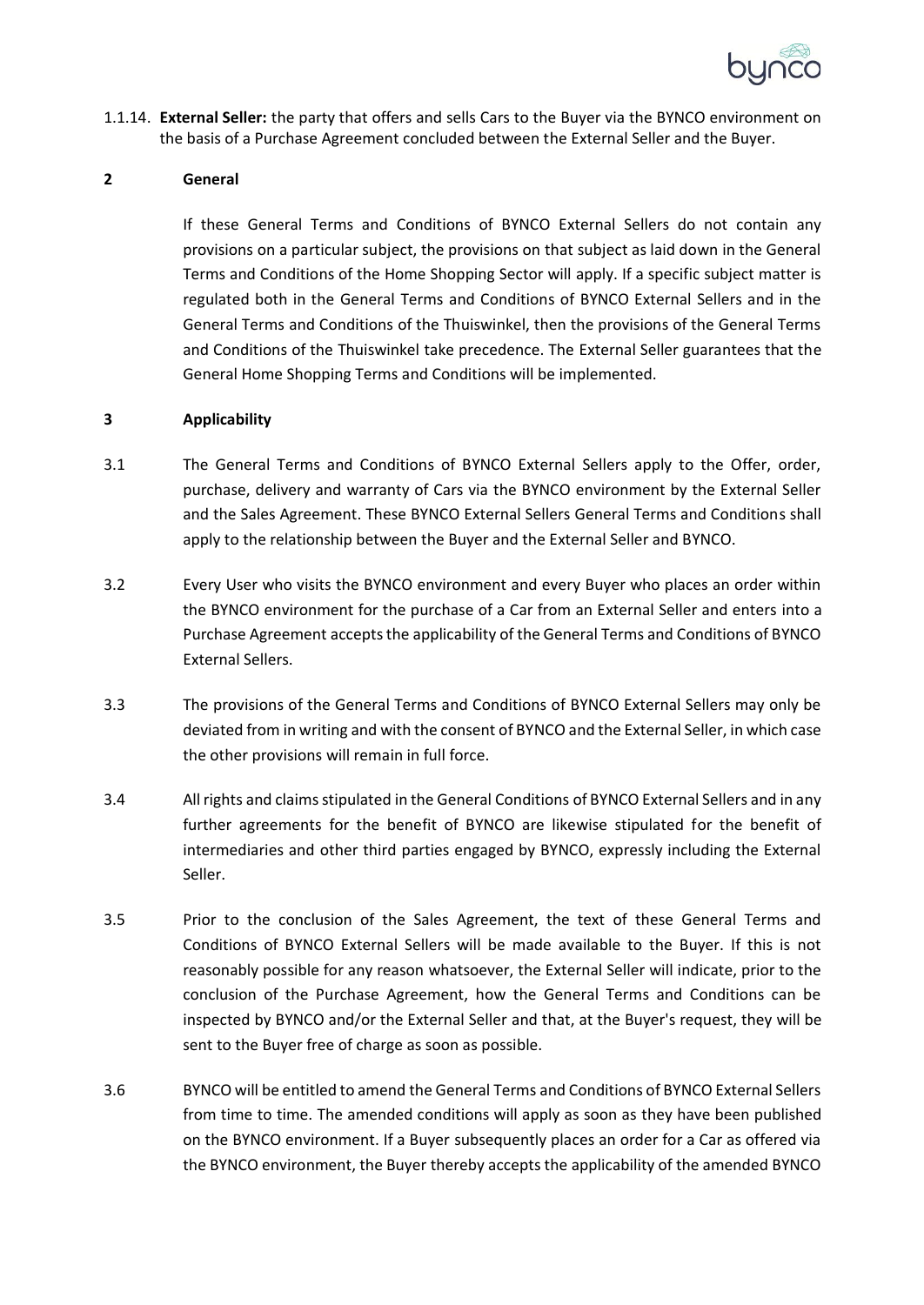1.1.14. **External Seller:** the party that offers and sells Cars to the Buyer via the BYNCO environment on the basis of a Purchase Agreement concluded between the External Seller and the Buyer.

## 2 General

If these General Terms and Conditions of BYNCO External Sellers do not contain any provisions on a particular subject, the provisions on that subject as laid down in the General Terms and Conditions of the Home Shopping Sector will apply. If a specific subject matter is regulated both in the General Terms and Conditions of BYNCO External Sellers and in the General Terms and Conditions of the Thuiswinkel, then the provisions of the General Terms and Conditions of the Thuiswinkel take precedence. The External Seller guarantees that the General Home Shopping Terms and Conditions will be implemented.

## 3 Applicability

3.1 The General Terms and Conditions of BYNCO External Sellers apply to the Offer, order, purchase, delivery and warranty of Cars via the BYNCO environment by the External Seller and the Sales Agreement. These BYNCO External Sellers General Terms and Conditions shall apply to the relationship between the Buyer and the External Seller and BYNCO.

3.2 Every User who visits the BYNCO environment and every Buyer who places an order within the BYNCO environment for the purchase of a Car from an External Seller and enters into a Purchase Agreement accepts the applicability of the General Terms and Conditions of BYNCO External Sellers.

3.3 The provisions of the General Terms and Conditions of BYNCO External Sellers may only be deviated from in writing and with the consent of BYNCO and the External Seller, in which case the other provisions will remain in full force.

3.4 All rights and claims stipulated in the General Conditions of BYNCO External Sellers and in any further agreements for the benefit of BYNCO are likewise stipulated for the benefit of intermediaries and other third parties engaged by BYNCO, expressly including the External Seller.

3.5 Prior to the conclusion of the Sales Agreement, the text of these General Terms and Conditions of BYNCO External Sellers will be made available to the Buyer. If this is not reasonably possible for any reason whatsoever, the External Seller will indicate, prior to the conclusion of the Purchase Agreement, how the General Terms and Conditions can be inspected by BYNCO and/or the External Seller and that, at the Buyer's request, they will be sent to the Buyer free of charge as soon as possible.

3.6 BYNCO will be entitled to amend the General Terms and Conditions of BYNCO External Sellers from time to time. The amended conditions will apply as soon as they have been published on the BYNCO environment. If a Buyer subsequently places an order for a Car as offered via the BYNCO environment, the Buyer thereby accepts the applicability of the amended BYNCO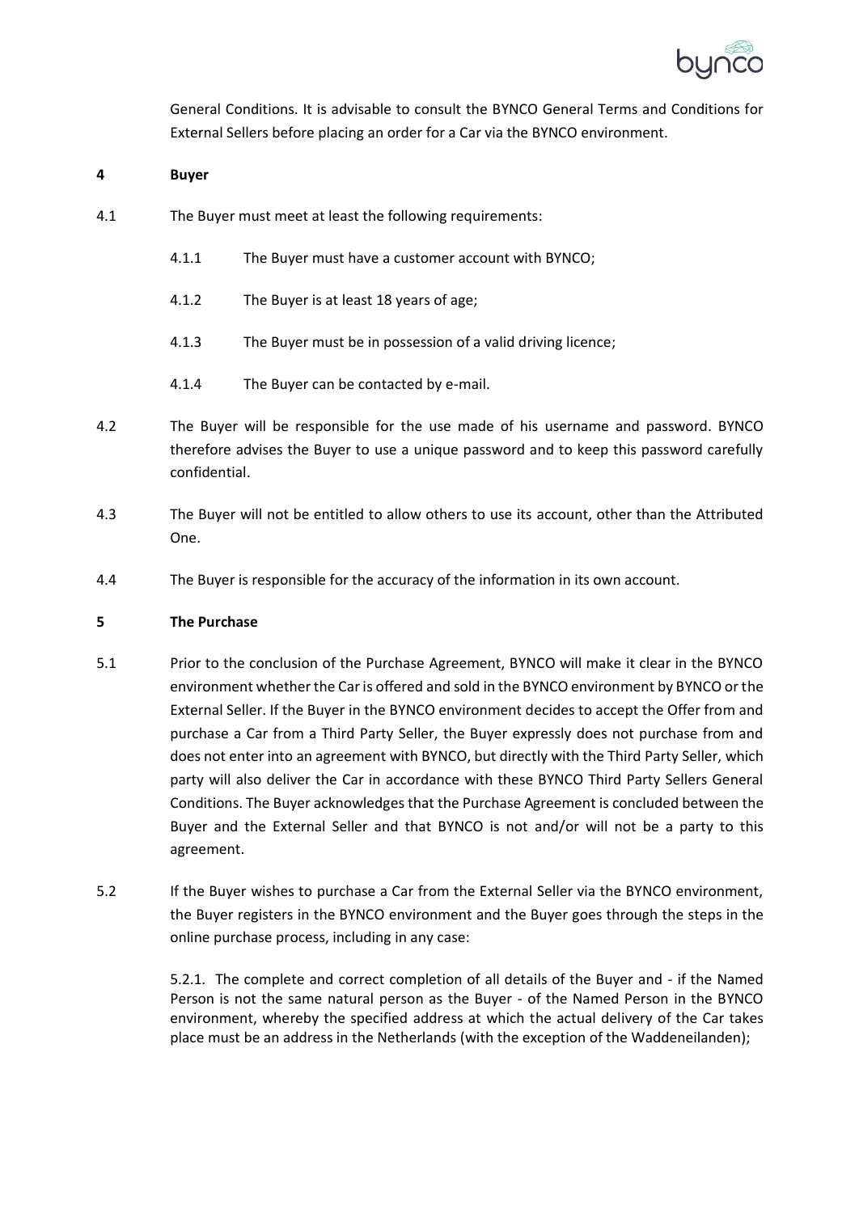General Conditions. It is advisable to consult the BYNCO General Terms and Conditions for External Sellers before placing an order for a Car via the BYNCO environment.

## 4 Buyer

4.1 The Buyer must meet at least the following requirements:

- 4.1.1 The Buyer must have a customer account with BYNCO;
- 4.1.2 The Buyer is at least 18 years of age;
- 4.1.3 The Buyer must be in possession of a valid driving licence;
- 4.1.4 The Buyer can be contacted by e-mail.

4.2 The Buyer will be responsible for the use made of his username and password. BYNCO therefore advises the Buyer to use a unique password and to keep this password carefully confidential.

4.3 The Buyer will not be entitled to allow others to use its account, other than the Attributed One.

4.4 The Buyer is responsible for the accuracy of the information in its own account.

## 5 The Purchase

5.1 Prior to the conclusion of the Purchase Agreement, BYNCO will make it clear in the BYNCO environment whether the Car is offered and sold in the BYNCO environment by BYNCO or the External Seller. If the Buyer in the BYNCO environment decides to accept the Offer from and purchase a Car from a Third Party Seller, the Buyer expressly does not purchase from and does not enter into an agreement with BYNCO, but directly with the Third Party Seller, which party will also deliver the Car in accordance with these BYNCO Third Party Sellers General Conditions. The Buyer acknowledges that the Purchase Agreement is concluded between the Buyer and the External Seller and that BYNCO is not and/or will not be a party to this agreement.

5.2 If the Buyer wishes to purchase a Car from the External Seller via the BYNCO environment, the Buyer registers in the BYNCO environment and the Buyer goes through the steps in the online purchase process, including in any case:

5.2.1. The complete and correct completion of all details of the Buyer and - if the Named Person is not the same natural person as the Buyer - of the Named Person in the BYNCO environment, whereby the specified address at which the actual delivery of the Car takes place must be an address in the Netherlands (with the exception of the Waddeneilanden);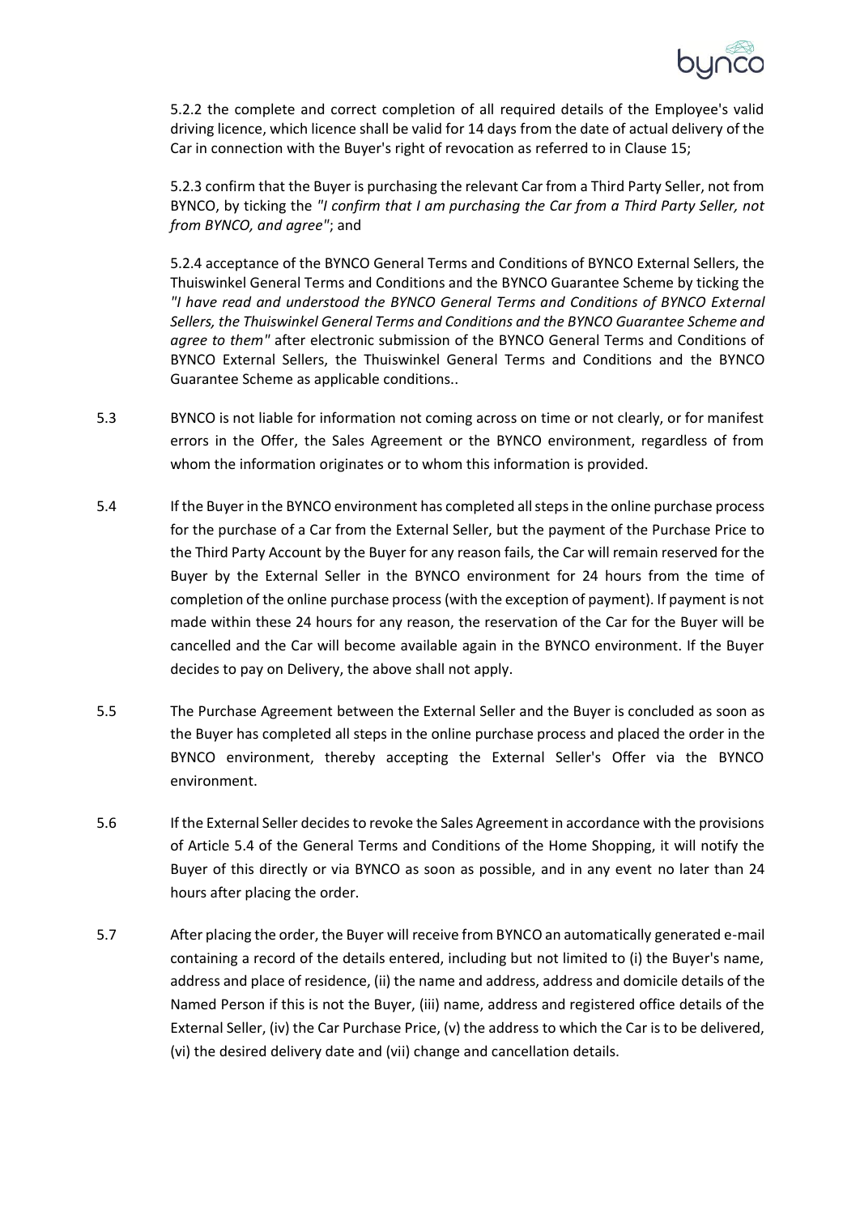5.2.2 the complete and correct completion of all required details of the Employee's valid driving licence, which licence shall be valid for 14 days from the date of actual delivery of the Car in connection with the Buyer's right of revocation as referred to in Clause 15;

5.2.3 confirm that the Buyer is purchasing the relevant Car from a Third Party Seller, not from BYNCO, by ticking the *"I confirm that I am purchasing the Car from a Third Party Seller, not from BYNCO, and agree"*; and

5.2.4 acceptance of the BYNCO General Terms and Conditions of BYNCO External Sellers, the Thuiswinkel General Terms and Conditions and the BYNCO Guarantee Scheme by ticking the *"I have read and understood the BYNCO General Terms and Conditions of BYNCO External Sellers, the Thuiswinkel General Terms and Conditions and the BYNCO Guarantee Scheme and agree to them"* after electronic submission of the BYNCO General Terms and Conditions of BYNCO External Sellers, the Thuiswinkel General Terms and Conditions and the BYNCO Guarantee Scheme as applicable conditions..

5.3 BYNCO is not liable for information not coming across on time or not clearly, or for manifest errors in the Offer, the Sales Agreement or the BYNCO environment, regardless of from whom the information originates or to whom this information is provided.

5.4 If the Buyer in the BYNCO environment has completed all steps in the online purchase process for the purchase of a Car from the External Seller, but the payment of the Purchase Price to the Third Party Account by the Buyer for any reason fails, the Car will remain reserved for the Buyer by the External Seller in the BYNCO environment for 24 hours from the time of completion of the online purchase process (with the exception of payment). If payment is not made within these 24 hours for any reason, the reservation of the Car for the Buyer will be cancelled and the Car will become available again in the BYNCO environment. If the Buyer decides to pay on Delivery, the above shall not apply.

5.5 The Purchase Agreement between the External Seller and the Buyer is concluded as soon as the Buyer has completed all steps in the online purchase process and placed the order in the BYNCO environment, thereby accepting the External Seller's Offer via the BYNCO environment.

5.6 If the External Seller decides to revoke the Sales Agreement in accordance with the provisions of Article 5.4 of the General Terms and Conditions of the Home Shopping, it will notify the Buyer of this directly or via BYNCO as soon as possible, and in any event no later than 24 hours after placing the order.

5.7 After placing the order, the Buyer will receive from BYNCO an automatically generated e-mail containing a record of the details entered, including but not limited to (i) the Buyer's name, address and place of residence, (ii) the name and address, address and domicile details of the Named Person if this is not the Buyer, (iii) name, address and registered office details of the External Seller, (iv) the Car Purchase Price, (v) the address to which the Car is to be delivered, (vi) the desired delivery date and (vii) change and cancellation details.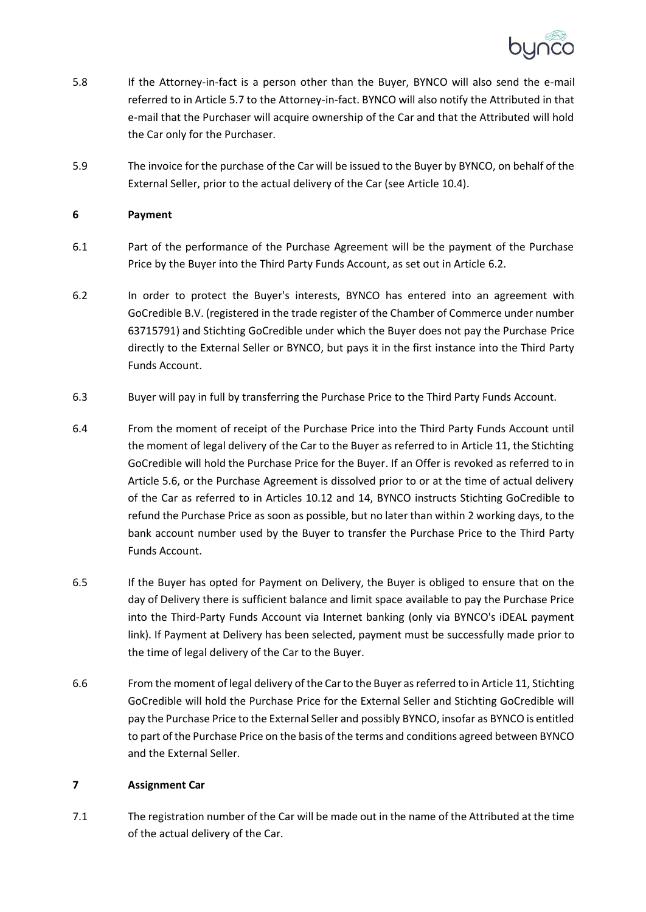5.8 If the Attorney-in-fact is a person other than the Buyer, BYNCO will also send the e-mail referred to in Article 5.7 to the Attorney-in-fact. BYNCO will also notify the Attributed in that e-mail that the Purchaser will acquire ownership of the Car and that the Attributed will hold the Car only for the Purchaser.

5.9 The invoice for the purchase of the Car will be issued to the Buyer by BYNCO, on behalf of the External Seller, prior to the actual delivery of the Car (see Article 10.4).

## 6 Payment

6.1 Part of the performance of the Purchase Agreement will be the payment of the Purchase Price by the Buyer into the Third Party Funds Account, as set out in Article 6.2.

6.2 In order to protect the Buyer's interests, BYNCO has entered into an agreement with GoCredible B.V. (registered in the trade register of the Chamber of Commerce under number 63715791) and Stichting GoCredible under which the Buyer does not pay the Purchase Price directly to the External Seller or BYNCO, but pays it in the first instance into the Third Party Funds Account.

6.3 Buyer will pay in full by transferring the Purchase Price to the Third Party Funds Account.

6.4 From the moment of receipt of the Purchase Price into the Third Party Funds Account until the moment of legal delivery of the Car to the Buyer as referred to in Article 11, the Stichting GoCredible will hold the Purchase Price for the Buyer. If an Offer is revoked as referred to in Article 5.6, or the Purchase Agreement is dissolved prior to or at the time of actual delivery of the Car as referred to in Articles 10.12 and 14, BYNCO instructs Stichting GoCredible to refund the Purchase Price as soon as possible, but no later than within 2 working days, to the bank account number used by the Buyer to transfer the Purchase Price to the Third Party Funds Account.

6.5 If the Buyer has opted for Payment on Delivery, the Buyer is obliged to ensure that on the day of Delivery there is sufficient balance and limit space available to pay the Purchase Price into the Third-Party Funds Account via Internet banking (only via BYNCO's iDEAL payment link). If Payment at Delivery has been selected, payment must be successfully made prior to the time of legal delivery of the Car to the Buyer.

6.6 From the moment of legal delivery of the Car to the Buyer as referred to in Article 11, Stichting GoCredible will hold the Purchase Price for the External Seller and Stichting GoCredible will pay the Purchase Price to the External Seller and possibly BYNCO, insofar as BYNCO is entitled to part of the Purchase Price on the basis of the terms and conditions agreed between BYNCO and the External Seller.

## 7 Assignment Car

7.1 The registration number of the Car will be made out in the name of the Attributed at the time of the actual delivery of the Car.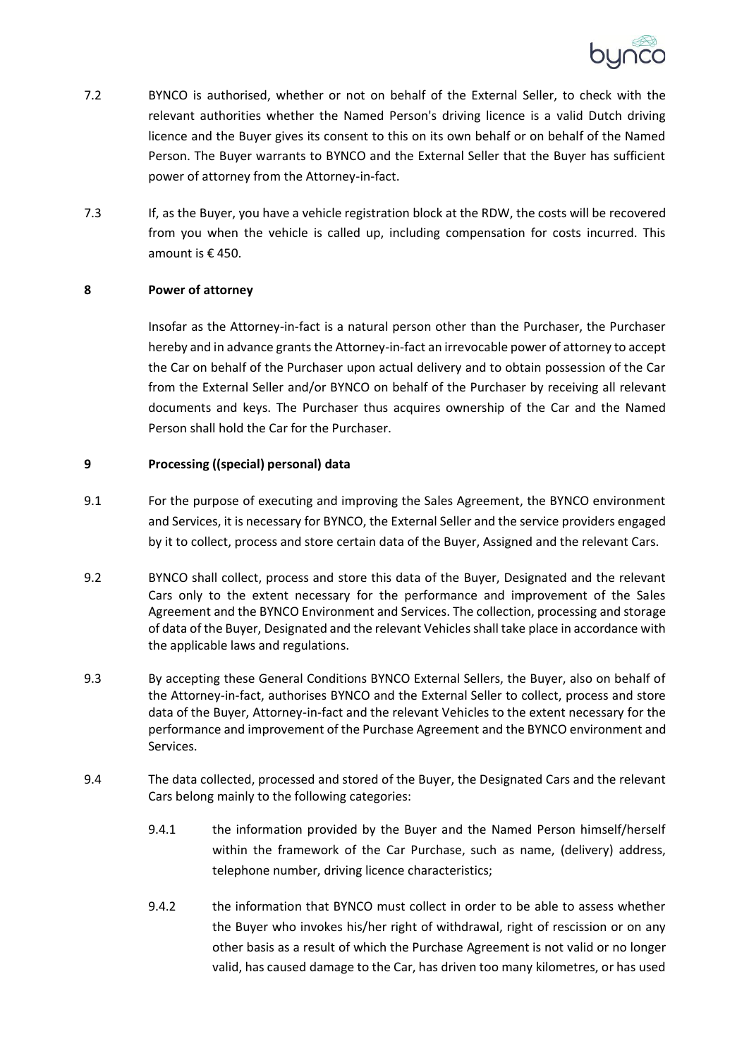7.2 BYNCO is authorised, whether or not on behalf of the External Seller, to check with the relevant authorities whether the Named Person's driving licence is a valid Dutch driving licence and the Buyer gives its consent to this on its own behalf or on behalf of the Named Person. The Buyer warrants to BYNCO and the External Seller that the Buyer has sufficient power of attorney from the Attorney-in-fact.

7.3 If, as the Buyer, you have a vehicle registration block at the RDW, the costs will be recovered from you when the vehicle is called up, including compensation for costs incurred. This amount is € 450.

## 8 Power of attorney

Insofar as the Attorney-in-fact is a natural person other than the Purchaser, the Purchaser hereby and in advance grants the Attorney-in-fact an irrevocable power of attorney to accept the Car on behalf of the Purchaser upon actual delivery and to obtain possession of the Car from the External Seller and/or BYNCO on behalf of the Purchaser by receiving all relevant documents and keys. The Purchaser thus acquires ownership of the Car and the Named Person shall hold the Car for the Purchaser.

## 9 Processing ((special) personal) data

9.1 For the purpose of executing and improving the Sales Agreement, the BYNCO environment and Services, it is necessary for BYNCO, the External Seller and the service providers engaged by it to collect, process and store certain data of the Buyer, Assigned and the relevant Cars.

9.2 BYNCO shall collect, process and store this data of the Buyer, Designated and the relevant Cars only to the extent necessary for the performance and improvement of the Sales Agreement and the BYNCO Environment and Services. The collection, processing and storage of data of the Buyer, Designated and the relevant Vehicles shall take place in accordance with the applicable laws and regulations.

9.3 By accepting these General Conditions BYNCO External Sellers, the Buyer, also on behalf of the Attorney-in-fact, authorises BYNCO and the External Seller to collect, process and store data of the Buyer, Attorney-in-fact and the relevant Vehicles to the extent necessary for the performance and improvement of the Purchase Agreement and the BYNCO environment and Services.

9.4 The data collected, processed and stored of the Buyer, the Designated Cars and the relevant Cars belong mainly to the following categories:

9.4.1 the information provided by the Buyer and the Named Person himself/herself within the framework of the Car Purchase, such as name, (delivery) address, telephone number, driving licence characteristics;

9.4.2 the information that BYNCO must collect in order to be able to assess whether the Buyer who invokes his/her right of withdrawal, right of rescission or on any other basis as a result of which the Purchase Agreement is not valid or no longer valid, has caused damage to the Car, has driven too many kilometres, or has used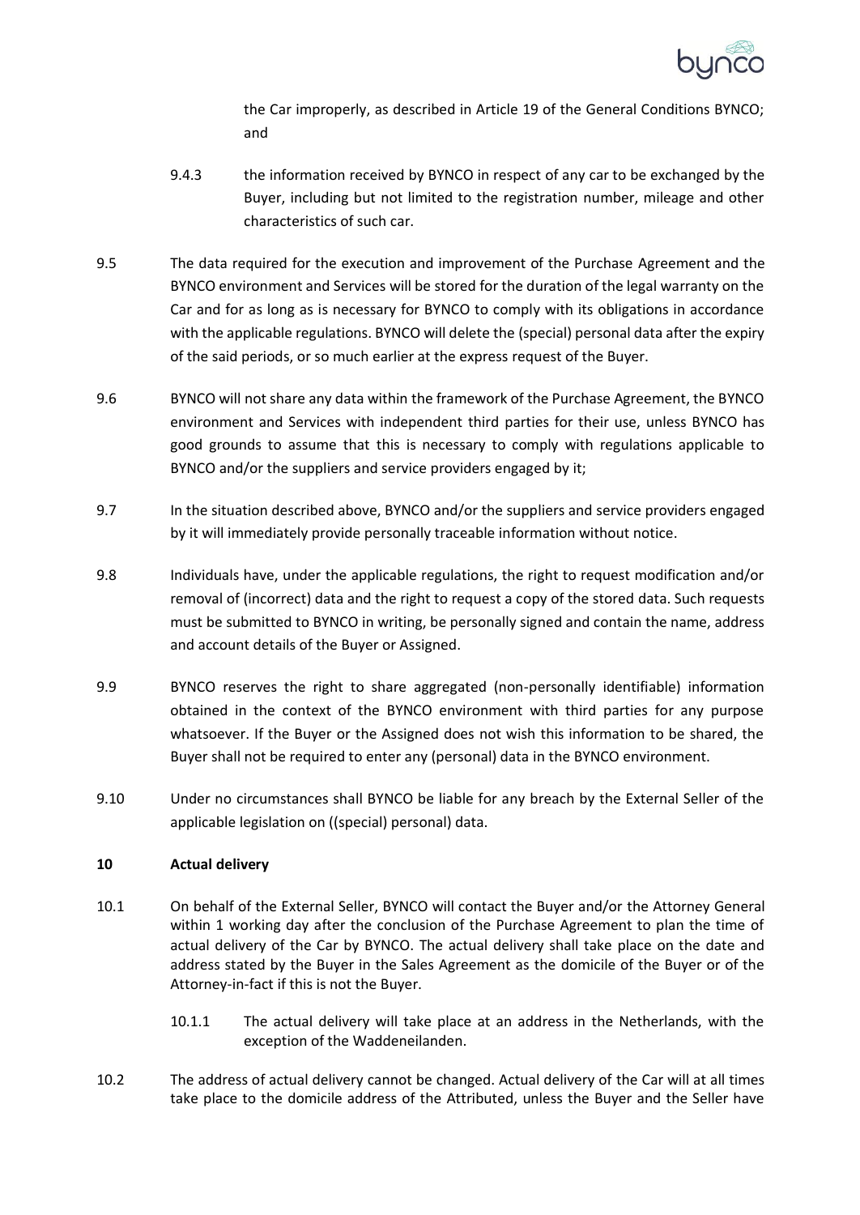the Car improperly, as described in Article 19 of the General Conditions BYNCO; and

9.4.3 the information received by BYNCO in respect of any car to be exchanged by the Buyer, including but not limited to the registration number, mileage and other characteristics of such car.

9.5 The data required for the execution and improvement of the Purchase Agreement and the BYNCO environment and Services will be stored for the duration of the legal warranty on the Car and for as long as is necessary for BYNCO to comply with its obligations in accordance with the applicable regulations. BYNCO will delete the (special) personal data after the expiry of the said periods, or so much earlier at the express request of the Buyer.

9.6 BYNCO will not share any data within the framework of the Purchase Agreement, the BYNCO environment and Services with independent third parties for their use, unless BYNCO has good grounds to assume that this is necessary to comply with regulations applicable to BYNCO and/or the suppliers and service providers engaged by it;

9.7 In the situation described above, BYNCO and/or the suppliers and service providers engaged by it will immediately provide personally traceable information without notice.

9.8 Individuals have, under the applicable regulations, the right to request modification and/or removal of (incorrect) data and the right to request a copy of the stored data. Such requests must be submitted to BYNCO in writing, be personally signed and contain the name, address and account details of the Buyer or Assigned.

9.9 BYNCO reserves the right to share aggregated (non-personally identifiable) information obtained in the context of the BYNCO environment with third parties for any purpose whatsoever. If the Buyer or the Assigned does not wish this information to be shared, the Buyer shall not be required to enter any (personal) data in the BYNCO environment.

9.10 Under no circumstances shall BYNCO be liable for any breach by the External Seller of the applicable legislation on ((special) personal) data.

## 10 Actual delivery

10.1 On behalf of the External Seller, BYNCO will contact the Buyer and/or the Attorney General within 1 working day after the conclusion of the Purchase Agreement to plan the time of actual delivery of the Car by BYNCO. The actual delivery shall take place on the date and address stated by the Buyer in the Sales Agreement as the domicile of the Buyer or of the Attorney-in-fact if this is not the Buyer.

10.1.1 The actual delivery will take place at an address in the Netherlands, with the exception of the Waddeneilanden.

10.2 The address of actual delivery cannot be changed. Actual delivery of the Car will at all times take place to the domicile address of the Attributed, unless the Buyer and the Seller have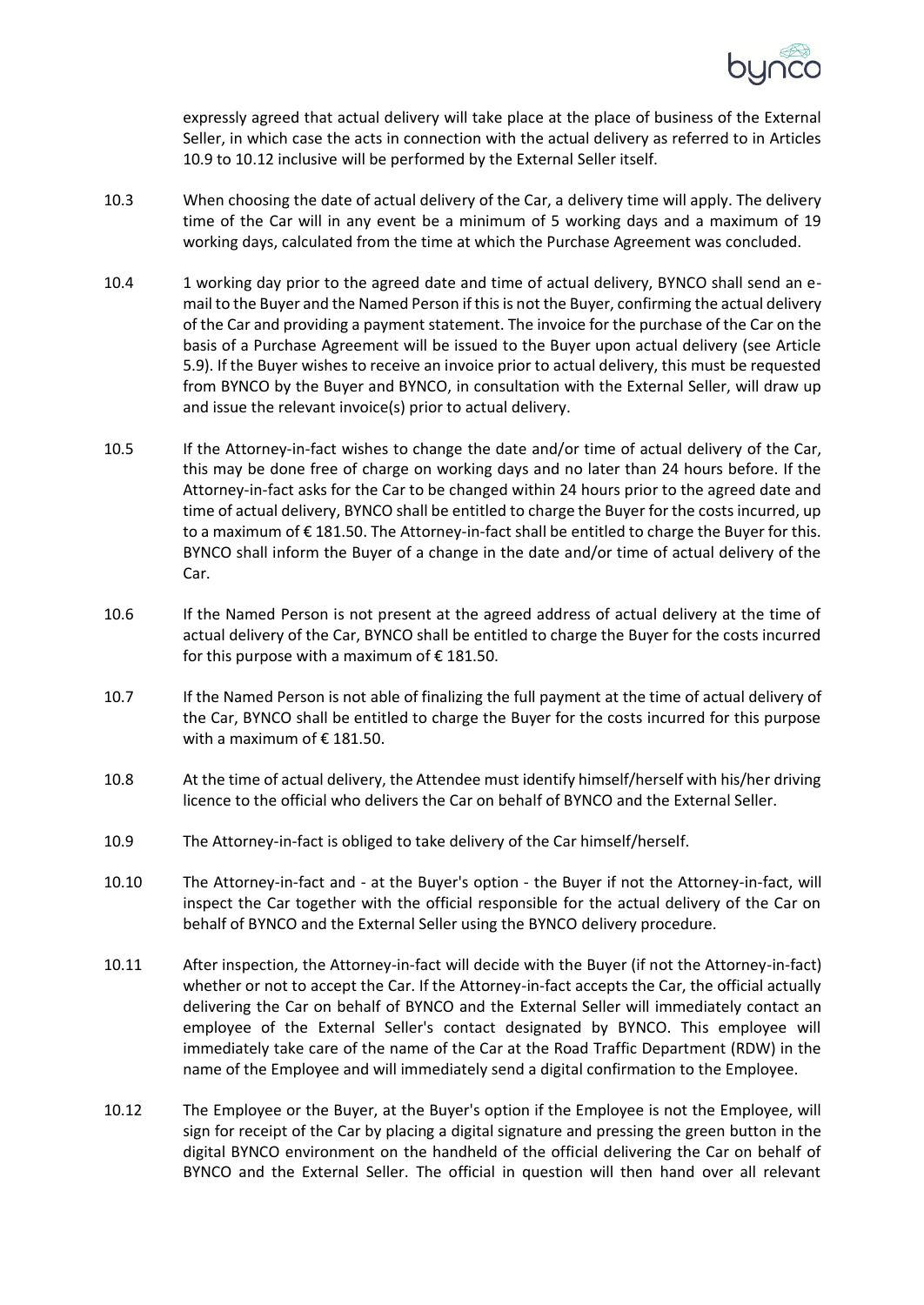expressly agreed that actual delivery will take place at the place of business of the External Seller, in which case the acts in connection with the actual delivery as referred to in Articles 10.9 to 10.12 inclusive will be performed by the External Seller itself.

10.3 When choosing the date of actual delivery of the Car, a delivery time will apply. The delivery time of the Car will in any event be a minimum of 5 working days and a maximum of 19 working days, calculated from the time at which the Purchase Agreement was concluded.

10.4 1 working day prior to the agreed date and time of actual delivery, BYNCO shall send an e-mail to the Buyer and the Named Person if this is not the Buyer, confirming the actual delivery of the Car and providing a payment statement. The invoice for the purchase of the Car on the basis of a Purchase Agreement will be issued to the Buyer upon actual delivery (see Article 5.9). If the Buyer wishes to receive an invoice prior to actual delivery, this must be requested from BYNCO by the Buyer and BYNCO, in consultation with the External Seller, will draw up and issue the relevant invoice(s) prior to actual delivery.

10.5 If the Attorney-in-fact wishes to change the date and/or time of actual delivery of the Car, this may be done free of charge on working days and no later than 24 hours before. If the Attorney-in-fact asks for the Car to be changed within 24 hours prior to the agreed date and time of actual delivery, BYNCO shall be entitled to charge the Buyer for the costs incurred, up to a maximum of € 181.50. The Attorney-in-fact shall be entitled to charge the Buyer for this. BYNCO shall inform the Buyer of a change in the date and/or time of actual delivery of the Car.

10.6 If the Named Person is not present at the agreed address of actual delivery at the time of actual delivery of the Car, BYNCO shall be entitled to charge the Buyer for the costs incurred for this purpose with a maximum of € 181.50.

10.7 If the Named Person is not able of finalizing the full payment at the time of actual delivery of the Car, BYNCO shall be entitled to charge the Buyer for the costs incurred for this purpose with a maximum of € 181.50.

10.8 At the time of actual delivery, the Attendee must identify himself/herself with his/her driving licence to the official who delivers the Car on behalf of BYNCO and the External Seller.

10.9 The Attorney-in-fact is obliged to take delivery of the Car himself/herself.

10.10 The Attorney-in-fact and - at the Buyer's option - the Buyer if not the Attorney-in-fact, will inspect the Car together with the official responsible for the actual delivery of the Car on behalf of BYNCO and the External Seller using the BYNCO delivery procedure.

10.11 After inspection, the Attorney-in-fact will decide with the Buyer (if not the Attorney-in-fact) whether or not to accept the Car. If the Attorney-in-fact accepts the Car, the official actually delivering the Car on behalf of BYNCO and the External Seller will immediately contact an employee of the External Seller's contact designated by BYNCO. This employee will immediately take care of the name of the Car at the Road Traffic Department (RDW) in the name of the Employee and will immediately send a digital confirmation to the Employee.

10.12 The Employee or the Buyer, at the Buyer's option if the Employee is not the Employee, will sign for receipt of the Car by placing a digital signature and pressing the green button in the digital BYNCO environment on the handheld of the official delivering the Car on behalf of BYNCO and the External Seller. The official in question will then hand over all relevant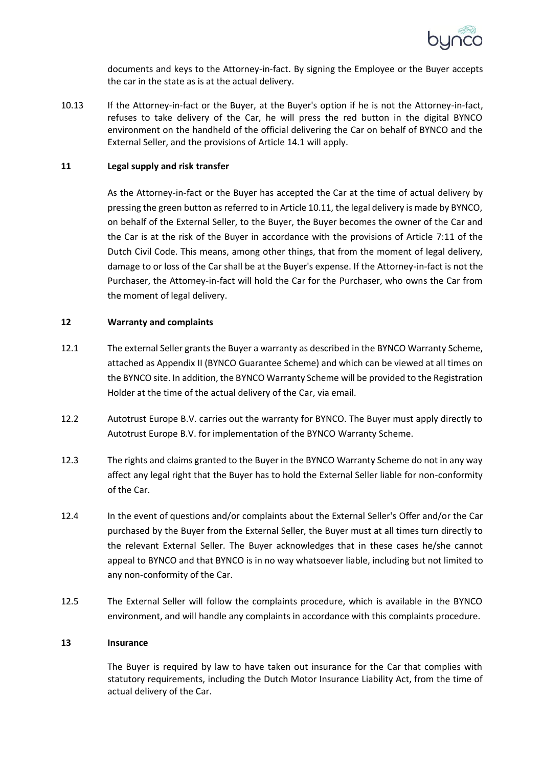documents and keys to the Attorney-in-fact. By signing the Employee or the Buyer accepts the car in the state as is at the actual delivery.

10.13 If the Attorney-in-fact or the Buyer, at the Buyer's option if he is not the Attorney-in-fact, refuses to take delivery of the Car, he will press the red button in the digital BYNCO environment on the handheld of the official delivering the Car on behalf of BYNCO and the External Seller, and the provisions of Article 14.1 will apply.

## 11 Legal supply and risk transfer

As the Attorney-in-fact or the Buyer has accepted the Car at the time of actual delivery by pressing the green button as referred to in Article 10.11, the legal delivery is made by BYNCO, on behalf of the External Seller, to the Buyer, the Buyer becomes the owner of the Car and the Car is at the risk of the Buyer in accordance with the provisions of Article 7:11 of the Dutch Civil Code. This means, among other things, that from the moment of legal delivery, damage to or loss of the Car shall be at the Buyer's expense. If the Attorney-in-fact is not the Purchaser, the Attorney-in-fact will hold the Car for the Purchaser, who owns the Car from the moment of legal delivery.

## 12 Warranty and complaints

12.1 The external Seller grants the Buyer a warranty as described in the BYNCO Warranty Scheme, attached as Appendix II (BYNCO Guarantee Scheme) and which can be viewed at all times on the BYNCO site. In addition, the BYNCO Warranty Scheme will be provided to the Registration Holder at the time of the actual delivery of the Car, via email.

12.2 Autotrust Europe B.V. carries out the warranty for BYNCO. The Buyer must apply directly to Autotrust Europe B.V. for implementation of the BYNCO Warranty Scheme.

12.3 The rights and claims granted to the Buyer in the BYNCO Warranty Scheme do not in any way affect any legal right that the Buyer has to hold the External Seller liable for non-conformity of the Car.

12.4 In the event of questions and/or complaints about the External Seller's Offer and/or the Car purchased by the Buyer from the External Seller, the Buyer must at all times turn directly to the relevant External Seller. The Buyer acknowledges that in these cases he/she cannot appeal to BYNCO and that BYNCO is in no way whatsoever liable, including but not limited to any non-conformity of the Car.

12.5 The External Seller will follow the complaints procedure, which is available in the BYNCO environment, and will handle any complaints in accordance with this complaints procedure.

## 13 Insurance

The Buyer is required by law to have taken out insurance for the Car that complies with statutory requirements, including the Dutch Motor Insurance Liability Act, from the time of actual delivery of the Car.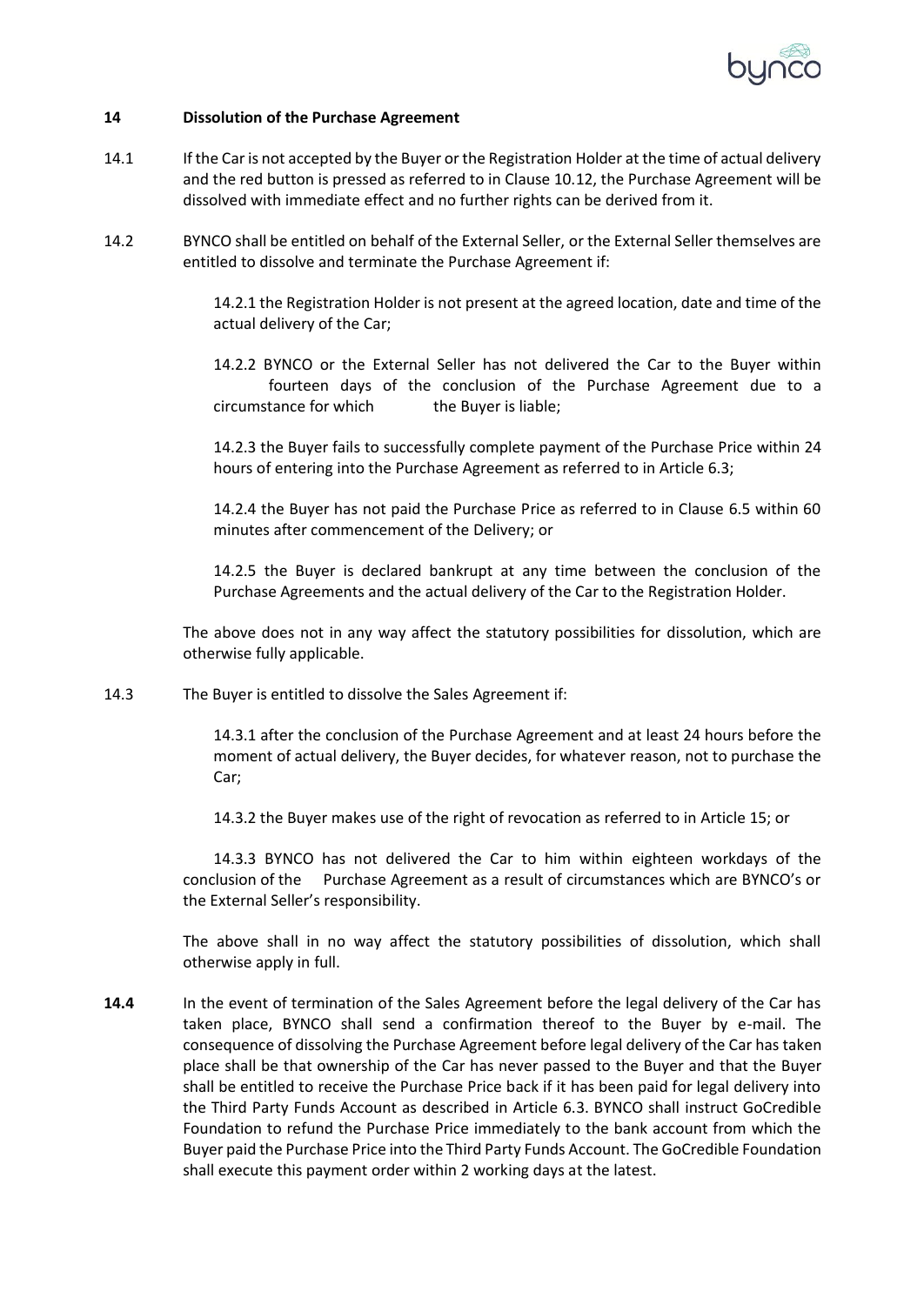## 14 Dissolution of the Purchase Agreement

14.1 If the Car is not accepted by the Buyer or the Registration Holder at the time of actual delivery and the red button is pressed as referred to in Clause 10.12, the Purchase Agreement will be dissolved with immediate effect and no further rights can be derived from it.

14.2 BYNCO shall be entitled on behalf of the External Seller, or the External Seller themselves are entitled to dissolve and terminate the Purchase Agreement if:

14.2.1 the Registration Holder is not present at the agreed location, date and time of the actual delivery of the Car;

14.2.2 BYNCO or the External Seller has not delivered the Car to the Buyer within fourteen days of the conclusion of the Purchase Agreement due to a circumstance for which the Buyer is liable;

14.2.3 the Buyer fails to successfully complete payment of the Purchase Price within 24 hours of entering into the Purchase Agreement as referred to in Article 6.3;

14.2.4 the Buyer has not paid the Purchase Price as referred to in Clause 6.5 within 60 minutes after commencement of the Delivery; or

14.2.5 the Buyer is declared bankrupt at any time between the conclusion of the Purchase Agreements and the actual delivery of the Car to the Registration Holder.

The above does not in any way affect the statutory possibilities for dissolution, which are otherwise fully applicable.

14.3 The Buyer is entitled to dissolve the Sales Agreement if:

14.3.1 after the conclusion of the Purchase Agreement and at least 24 hours before the moment of actual delivery, the Buyer decides, for whatever reason, not to purchase the Car;

14.3.2 the Buyer makes use of the right of revocation as referred to in Article 15; or

14.3.3 BYNCO has not delivered the Car to him within eighteen workdays of the conclusion of the Purchase Agreement as a result of circumstances which are BYNCO's or the External Seller's responsibility.

The above shall in no way affect the statutory possibilities of dissolution, which shall otherwise apply in full.

**14.4** In the event of termination of the Sales Agreement before the legal delivery of the Car has taken place, BYNCO shall send a confirmation thereof to the Buyer by e-mail. The consequence of dissolving the Purchase Agreement before legal delivery of the Car has taken place shall be that ownership of the Car has never passed to the Buyer and that the Buyer shall be entitled to receive the Purchase Price back if it has been paid for legal delivery into the Third Party Funds Account as described in Article 6.3. BYNCO shall instruct GoCredible Foundation to refund the Purchase Price immediately to the bank account from which the Buyer paid the Purchase Price into the Third Party Funds Account. The GoCredible Foundation shall execute this payment order within 2 working days at the latest.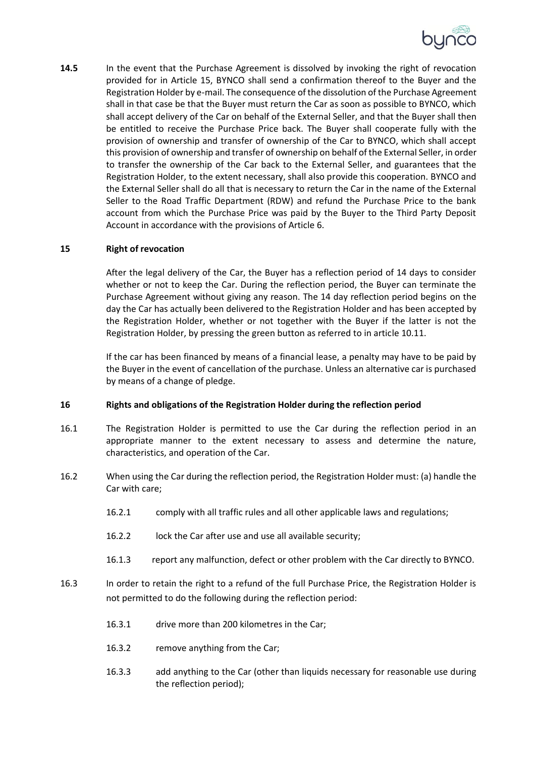**14.5** In the event that the Purchase Agreement is dissolved by invoking the right of revocation provided for in Article 15, BYNCO shall send a confirmation thereof to the Buyer and the Registration Holder by e-mail. The consequence of the dissolution of the Purchase Agreement shall in that case be that the Buyer must return the Car as soon as possible to BYNCO, which shall accept delivery of the Car on behalf of the External Seller, and that the Buyer shall then be entitled to receive the Purchase Price back. The Buyer shall cooperate fully with the provision of ownership and transfer of ownership of the Car to BYNCO, which shall accept this provision of ownership and transfer of ownership on behalf of the External Seller, in order to transfer the ownership of the Car back to the External Seller, and guarantees that the Registration Holder, to the extent necessary, shall also provide this cooperation. BYNCO and the External Seller shall do all that is necessary to return the Car in the name of the External Seller to the Road Traffic Department (RDW) and refund the Purchase Price to the bank account from which the Purchase Price was paid by the Buyer to the Third Party Deposit Account in accordance with the provisions of Article 6.

## 15 Right of revocation

After the legal delivery of the Car, the Buyer has a reflection period of 14 days to consider whether or not to keep the Car. During the reflection period, the Buyer can terminate the Purchase Agreement without giving any reason. The 14 day reflection period begins on the day the Car has actually been delivered to the Registration Holder and has been accepted by the Registration Holder, whether or not together with the Buyer if the latter is not the Registration Holder, by pressing the green button as referred to in article 10.11.

If the car has been financed by means of a financial lease, a penalty may have to be paid by the Buyer in the event of cancellation of the purchase. Unless an alternative car is purchased by means of a change of pledge.

## 16 Rights and obligations of the Registration Holder during the reflection period

16.1 The Registration Holder is permitted to use the Car during the reflection period in an appropriate manner to the extent necessary to assess and determine the nature, characteristics, and operation of the Car.

16.2 When using the Car during the reflection period, the Registration Holder must: (a) handle the Car with care;

- 16.2.1 comply with all traffic rules and all other applicable laws and regulations;
- 16.2.2 lock the Car after use and use all available security;
- 16.1.3 report any malfunction, defect or other problem with the Car directly to BYNCO.

16.3 In order to retain the right to a refund of the full Purchase Price, the Registration Holder is not permitted to do the following during the reflection period:

- 16.3.1 drive more than 200 kilometres in the Car;
- 16.3.2 remove anything from the Car;
- 16.3.3 add anything to the Car (other than liquids necessary for reasonable use during the reflection period);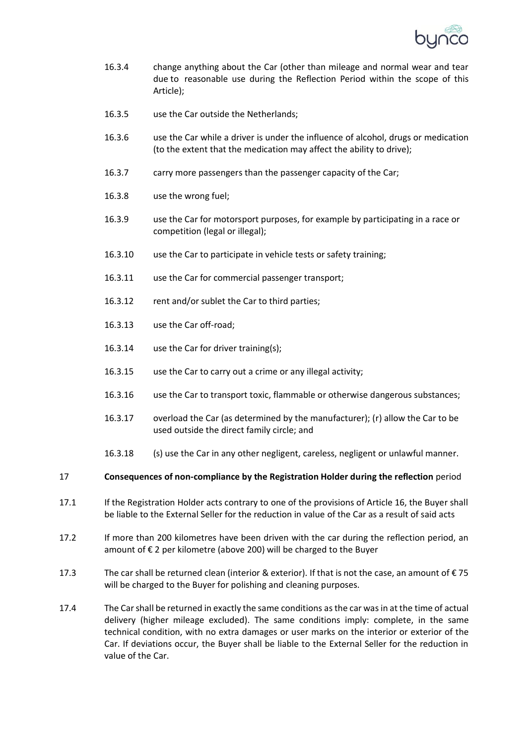16.3.4 change anything about the Car (other than mileage and normal wear and tear due to reasonable use during the Reflection Period within the scope of this Article);

16.3.5 use the Car outside the Netherlands;

16.3.6 use the Car while a driver is under the influence of alcohol, drugs or medication (to the extent that the medication may affect the ability to drive);

16.3.7 carry more passengers than the passenger capacity of the Car;

16.3.8 use the wrong fuel;

16.3.9 use the Car for motorsport purposes, for example by participating in a race or competition (legal or illegal);

16.3.10 use the Car to participate in vehicle tests or safety training;

16.3.11 use the Car for commercial passenger transport;

16.3.12 rent and/or sublet the Car to third parties;

16.3.13 use the Car off-road;

16.3.14 use the Car for driver training(s);

16.3.15 use the Car to carry out a crime or any illegal activity;

16.3.16 use the Car to transport toxic, flammable or otherwise dangerous substances;

16.3.17 overload the Car (as determined by the manufacturer); (r) allow the Car to be used outside the direct family circle; and

16.3.18 (s) use the Car in any other negligent, careless, negligent or unlawful manner.

## 17 **Consequences of non-compliance by the Registration Holder during the reflection** period

17.1 If the Registration Holder acts contrary to one of the provisions of Article 16, the Buyer shall be liable to the External Seller for the reduction in value of the Car as a result of said acts

17.2 If more than 200 kilometres have been driven with the car during the reflection period, an amount of € 2 per kilometre (above 200) will be charged to the Buyer

17.3 The car shall be returned clean (interior & exterior). If that is not the case, an amount of € 75 will be charged to the Buyer for polishing and cleaning purposes.

17.4 The Car shall be returned in exactly the same conditions as the car was in at the time of actual delivery (higher mileage excluded). The same conditions imply: complete, in the same technical condition, with no extra damages or user marks on the interior or exterior of the Car. If deviations occur, the Buyer shall be liable to the External Seller for the reduction in value of the Car.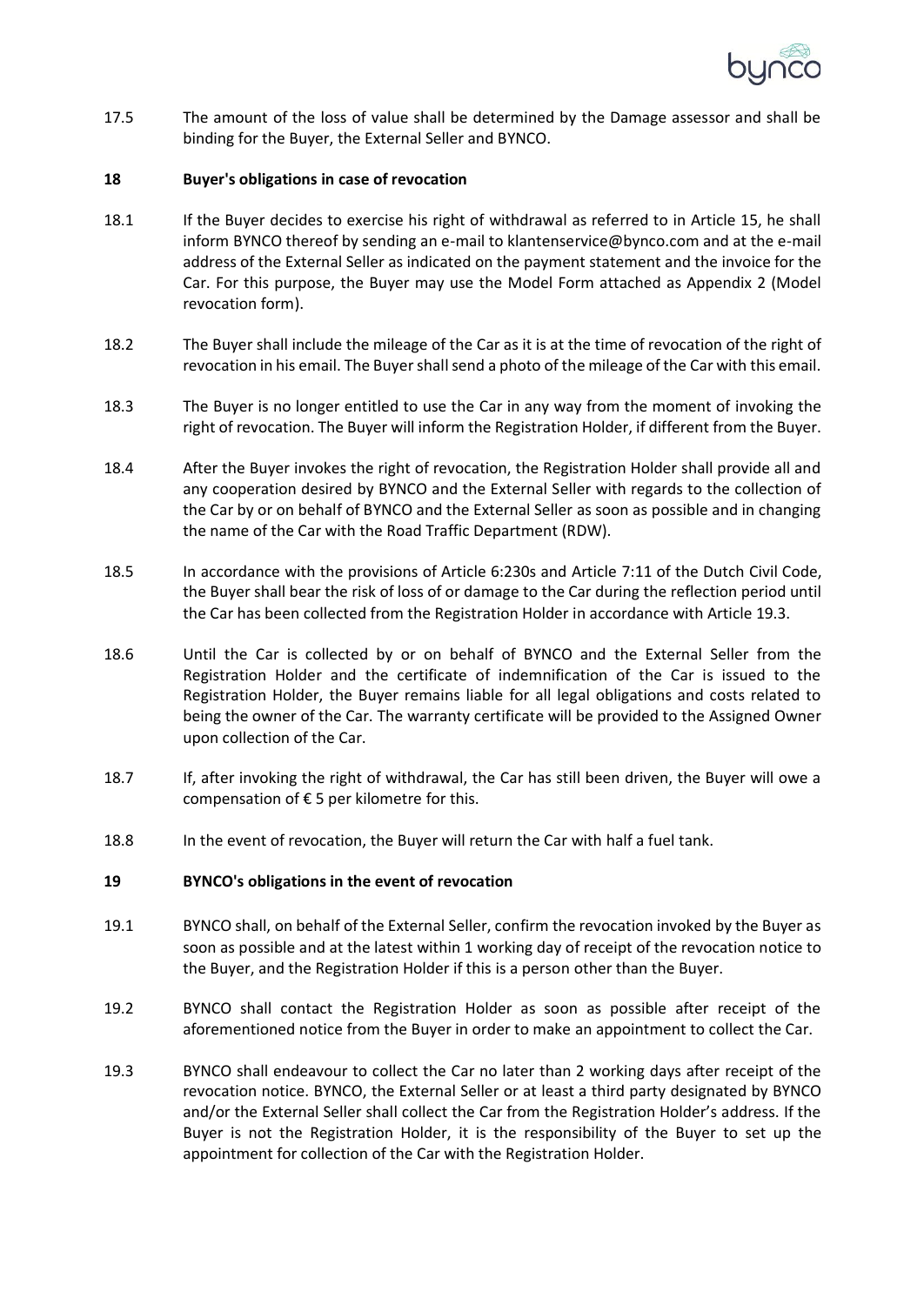17.5 The amount of the loss of value shall be determined by the Damage assessor and shall be binding for the Buyer, the External Seller and BYNCO.

## 18 Buyer's obligations in case of revocation

18.1 If the Buyer decides to exercise his right of withdrawal as referred to in Article 15, he shall inform BYNCO thereof by sending an e-mail to klantenservice@bynco.com and at the e-mail address of the External Seller as indicated on the payment statement and the invoice for the Car. For this purpose, the Buyer may use the Model Form attached as Appendix 2 (Model revocation form).

18.2 The Buyer shall include the mileage of the Car as it is at the time of revocation of the right of revocation in his email. The Buyer shall send a photo of the mileage of the Car with this email.

18.3 The Buyer is no longer entitled to use the Car in any way from the moment of invoking the right of revocation. The Buyer will inform the Registration Holder, if different from the Buyer.

18.4 After the Buyer invokes the right of revocation, the Registration Holder shall provide all and any cooperation desired by BYNCO and the External Seller with regards to the collection of the Car by or on behalf of BYNCO and the External Seller as soon as possible and in changing the name of the Car with the Road Traffic Department (RDW).

18.5 In accordance with the provisions of Article 6:230s and Article 7:11 of the Dutch Civil Code, the Buyer shall bear the risk of loss of or damage to the Car during the reflection period until the Car has been collected from the Registration Holder in accordance with Article 19.3.

18.6 Until the Car is collected by or on behalf of BYNCO and the External Seller from the Registration Holder and the certificate of indemnification of the Car is issued to the Registration Holder, the Buyer remains liable for all legal obligations and costs related to being the owner of the Car. The warranty certificate will be provided to the Assigned Owner upon collection of the Car.

18.7 If, after invoking the right of withdrawal, the Car has still been driven, the Buyer will owe a compensation of € 5 per kilometre for this.

18.8 In the event of revocation, the Buyer will return the Car with half a fuel tank.

## 19 BYNCO's obligations in the event of revocation

19.1 BYNCO shall, on behalf of the External Seller, confirm the revocation invoked by the Buyer as soon as possible and at the latest within 1 working day of receipt of the revocation notice to the Buyer, and the Registration Holder if this is a person other than the Buyer.

19.2 BYNCO shall contact the Registration Holder as soon as possible after receipt of the aforementioned notice from the Buyer in order to make an appointment to collect the Car.

19.3 BYNCO shall endeavour to collect the Car no later than 2 working days after receipt of the revocation notice. BYNCO, the External Seller or at least a third party designated by BYNCO and/or the External Seller shall collect the Car from the Registration Holder's address. If the Buyer is not the Registration Holder, it is the responsibility of the Buyer to set up the appointment for collection of the Car with the Registration Holder.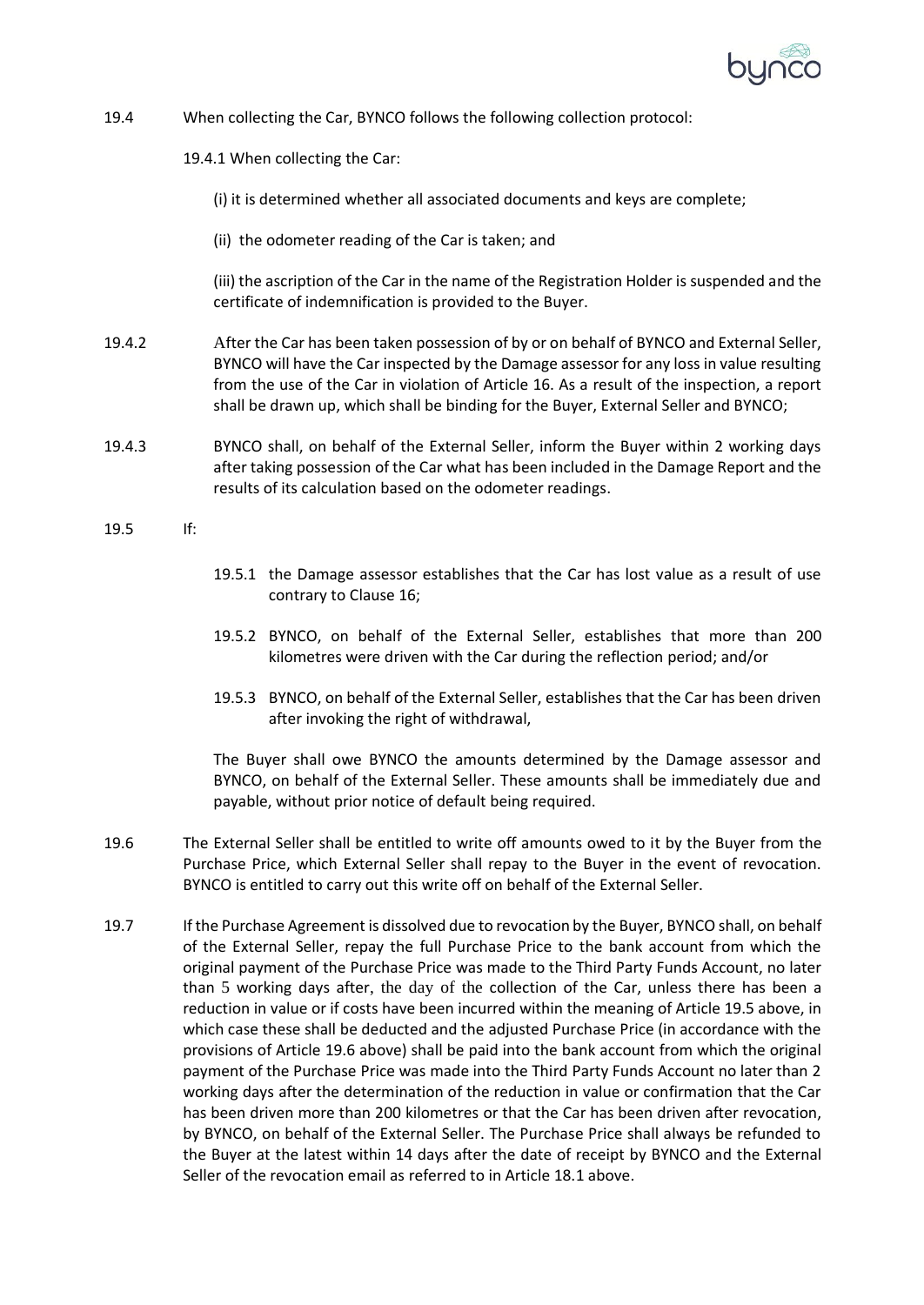19.4 When collecting the Car, BYNCO follows the following collection protocol:

19.4.1 When collecting the Car:

(i) it is determined whether all associated documents and keys are complete;

(ii) the odometer reading of the Car is taken; and

(iii) the ascription of the Car in the name of the Registration Holder is suspended and the certificate of indemnification is provided to the Buyer.

19.4.2 After the Car has been taken possession of by or on behalf of BYNCO and External Seller, BYNCO will have the Car inspected by the Damage assessor for any loss in value resulting from the use of the Car in violation of Article 16. As a result of the inspection, a report shall be drawn up, which shall be binding for the Buyer, External Seller and BYNCO;

19.4.3 BYNCO shall, on behalf of the External Seller, inform the Buyer within 2 working days after taking possession of the Car what has been included in the Damage Report and the results of its calculation based on the odometer readings.

19.5 If:

19.5.1 the Damage assessor establishes that the Car has lost value as a result of use contrary to Clause 16;

19.5.2 BYNCO, on behalf of the External Seller, establishes that more than 200 kilometres were driven with the Car during the reflection period; and/or

19.5.3 BYNCO, on behalf of the External Seller, establishes that the Car has been driven after invoking the right of withdrawal,

The Buyer shall owe BYNCO the amounts determined by the Damage assessor and BYNCO, on behalf of the External Seller. These amounts shall be immediately due and payable, without prior notice of default being required.

19.6 The External Seller shall be entitled to write off amounts owed to it by the Buyer from the Purchase Price, which External Seller shall repay to the Buyer in the event of revocation. BYNCO is entitled to carry out this write off on behalf of the External Seller.

19.7 If the Purchase Agreement is dissolved due to revocation by the Buyer, BYNCO shall, on behalf of the External Seller, repay the full Purchase Price to the bank account from which the original payment of the Purchase Price was made to the Third Party Funds Account, no later than 5 working days after, the day of the collection of the Car, unless there has been a reduction in value or if costs have been incurred within the meaning of Article 19.5 above, in which case these shall be deducted and the adjusted Purchase Price (in accordance with the provisions of Article 19.6 above) shall be paid into the bank account from which the original payment of the Purchase Price was made into the Third Party Funds Account no later than 2 working days after the determination of the reduction in value or confirmation that the Car has been driven more than 200 kilometres or that the Car has been driven after revocation, by BYNCO, on behalf of the External Seller. The Purchase Price shall always be refunded to the Buyer at the latest within 14 days after the date of receipt by BYNCO and the External Seller of the revocation email as referred to in Article 18.1 above.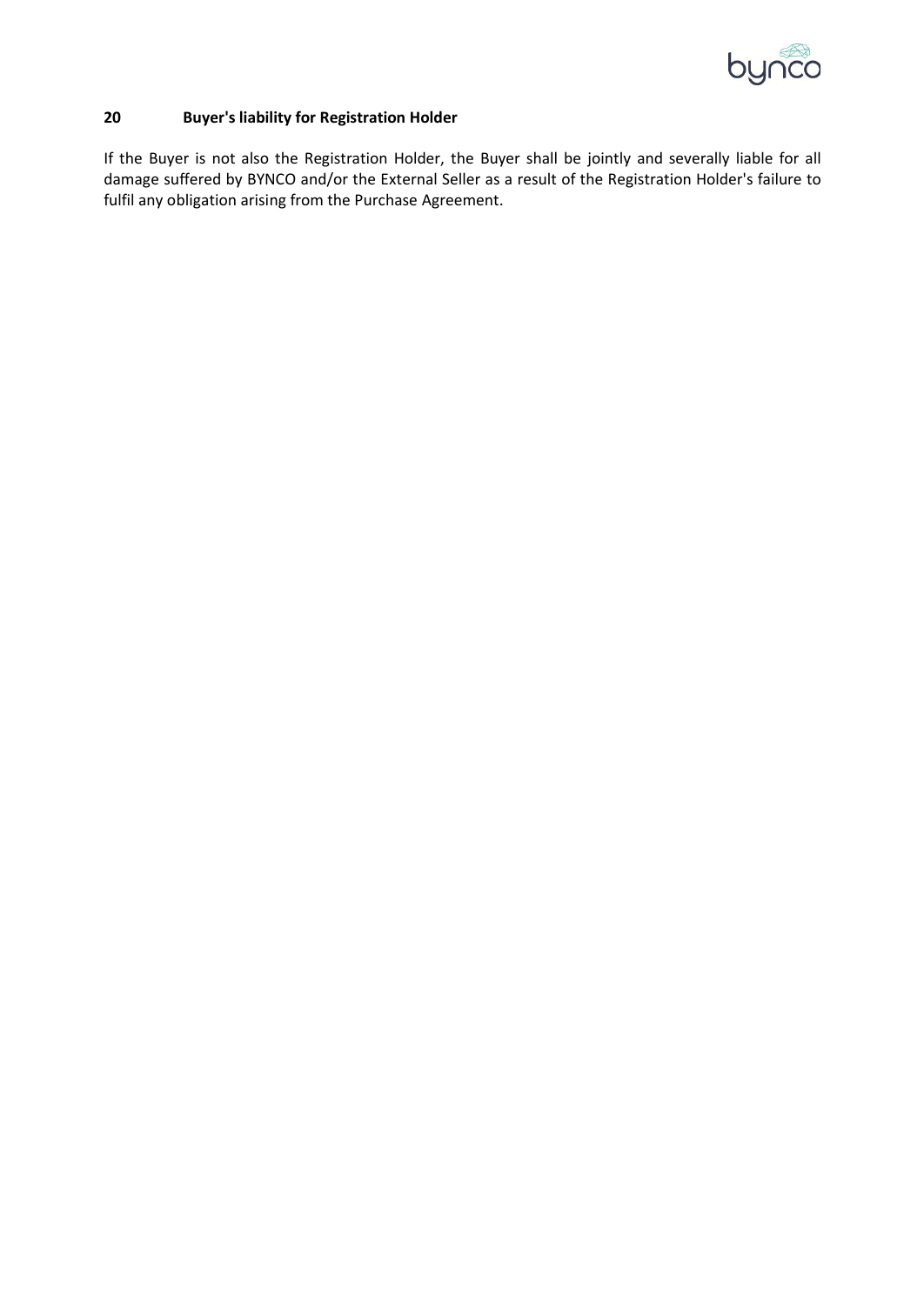## 20 Buyer's liability for Registration Holder

If the Buyer is not also the Registration Holder, the Buyer shall be jointly and severally liable for all damage suffered by BYNCO and/or the External Seller as a result of the Registration Holder's failure to fulfil any obligation arising from the Purchase Agreement.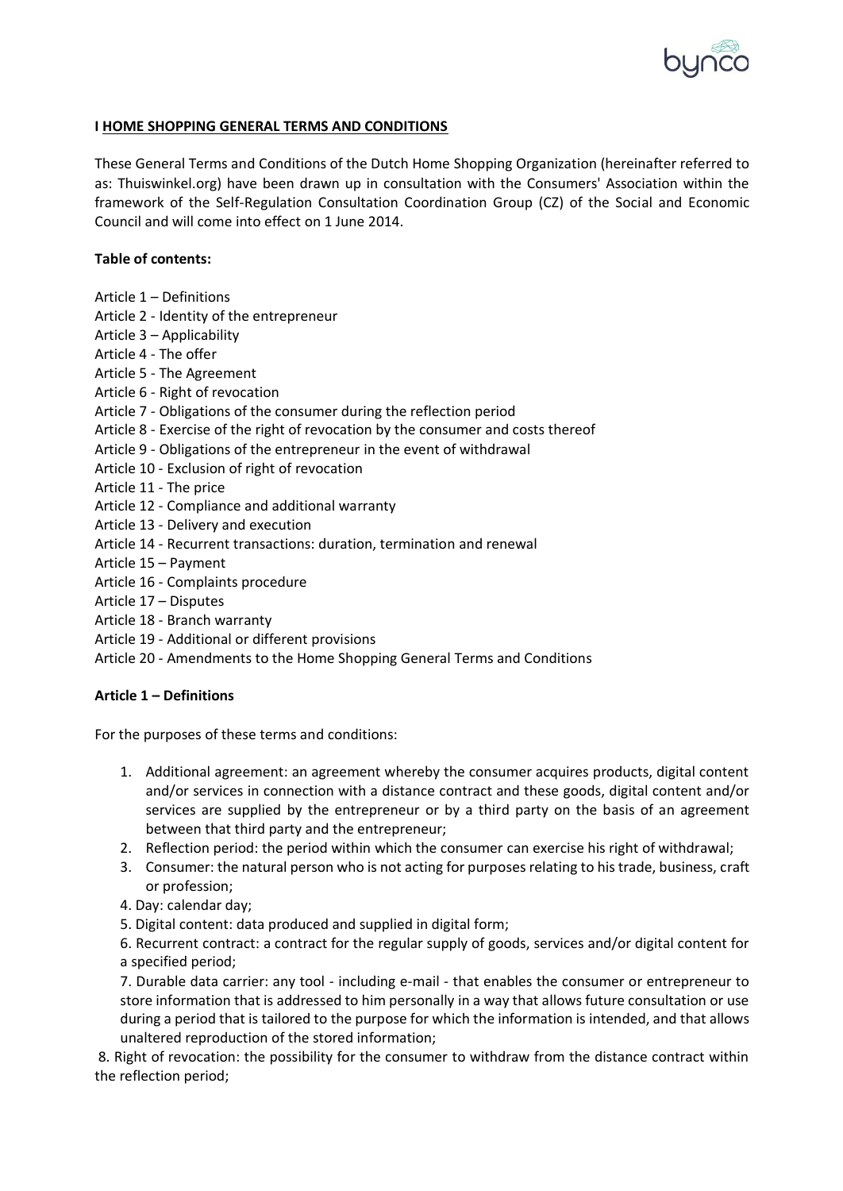## I HOME SHOPPING GENERAL TERMS AND CONDITIONS

These General Terms and Conditions of the Dutch Home Shopping Organization (hereinafter referred to as: Thuiswinkel.org) have been drawn up in consultation with the Consumers' Association within the framework of the Self-Regulation Consultation Coordination Group (CZ) of the Social and Economic Council and will come into effect on 1 June 2014.

**Table of contents:**

Article 1 – Definitions
Article 2 - Identity of the entrepreneur
Article 3 – Applicability
Article 4 - The offer
Article 5 - The Agreement
Article 6 - Right of revocation
Article 7 - Obligations of the consumer during the reflection period
Article 8 - Exercise of the right of revocation by the consumer and costs thereof
Article 9 - Obligations of the entrepreneur in the event of withdrawal
Article 10 - Exclusion of right of revocation
Article 11 - The price
Article 12 - Compliance and additional warranty
Article 13 - Delivery and execution
Article 14 - Recurrent transactions: duration, termination and renewal
Article 15 – Payment
Article 16 - Complaints procedure
Article 17 – Disputes
Article 18 - Branch warranty
Article 19 - Additional or different provisions
Article 20 - Amendments to the Home Shopping General Terms and Conditions

### Article 1 – Definitions

For the purposes of these terms and conditions:

1. Additional agreement: an agreement whereby the consumer acquires products, digital content and/or services in connection with a distance contract and these goods, digital content and/or services are supplied by the entrepreneur or by a third party on the basis of an agreement between that third party and the entrepreneur;
2. Reflection period: the period within which the consumer can exercise his right of withdrawal;
3. Consumer: the natural person who is not acting for purposes relating to his trade, business, craft or profession;
4. Day: calendar day;
5. Digital content: data produced and supplied in digital form;
6. Recurrent contract: a contract for the regular supply of goods, services and/or digital content for a specified period;
7. Durable data carrier: any tool - including e-mail - that enables the consumer or entrepreneur to store information that is addressed to him personally in a way that allows future consultation or use during a period that is tailored to the purpose for which the information is intended, and that allows unaltered reproduction of the stored information;
8. Right of revocation: the possibility for the consumer to withdraw from the distance contract within the reflection period;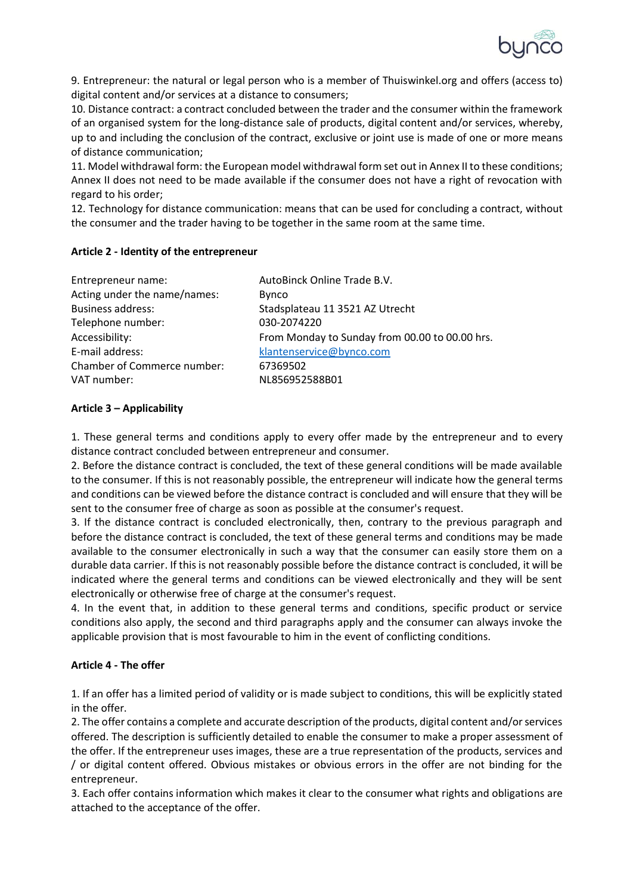9. Entrepreneur: the natural or legal person who is a member of Thuiswinkel.org and offers (access to) digital content and/or services at a distance to consumers;

10. Distance contract: a contract concluded between the trader and the consumer within the framework of an organised system for the long-distance sale of products, digital content and/or services, whereby, up to and including the conclusion of the contract, exclusive or joint use is made of one or more means of distance communication;

11. Model withdrawal form: the European model withdrawal form set out in Annex II to these conditions; Annex II does not need to be made available if the consumer does not have a right of revocation with regard to his order;

12. Technology for distance communication: means that can be used for concluding a contract, without the consumer and the trader having to be together in the same room at the same time.

**Article 2 - Identity of the entrepreneur**

| | |
|---|---|
| Entrepreneur name: | AutoBinck Online Trade B.V. |
| Acting under the name/names: | Bynco |
| Business address: | Stadsplateau 11 3521 AZ Utrecht |
| Telephone number: | 030-2074220 |
| Accessibility: | From Monday to Sunday from 00.00 to 00.00 hrs. |
| E-mail address: | klantenservice@bynco.com |
| Chamber of Commerce number: | 67369502 |
| VAT number: | NL856952588B01 |

**Article 3 – Applicability**

1. These general terms and conditions apply to every offer made by the entrepreneur and to every distance contract concluded between entrepreneur and consumer.

2. Before the distance contract is concluded, the text of these general conditions will be made available to the consumer. If this is not reasonably possible, the entrepreneur will indicate how the general terms and conditions can be viewed before the distance contract is concluded and will ensure that they will be sent to the consumer free of charge as soon as possible at the consumer's request.

3. If the distance contract is concluded electronically, then, contrary to the previous paragraph and before the distance contract is concluded, the text of these general terms and conditions may be made available to the consumer electronically in such a way that the consumer can easily store them on a durable data carrier. If this is not reasonably possible before the distance contract is concluded, it will be indicated where the general terms and conditions can be viewed electronically and they will be sent electronically or otherwise free of charge at the consumer's request.

4. In the event that, in addition to these general terms and conditions, specific product or service conditions also apply, the second and third paragraphs apply and the consumer can always invoke the applicable provision that is most favourable to him in the event of conflicting conditions.

**Article 4 - The offer**

1. If an offer has a limited period of validity or is made subject to conditions, this will be explicitly stated in the offer.

2. The offer contains a complete and accurate description of the products, digital content and/or services offered. The description is sufficiently detailed to enable the consumer to make a proper assessment of the offer. If the entrepreneur uses images, these are a true representation of the products, services and / or digital content offered. Obvious mistakes or obvious errors in the offer are not binding for the entrepreneur.

3. Each offer contains information which makes it clear to the consumer what rights and obligations are attached to the acceptance of the offer.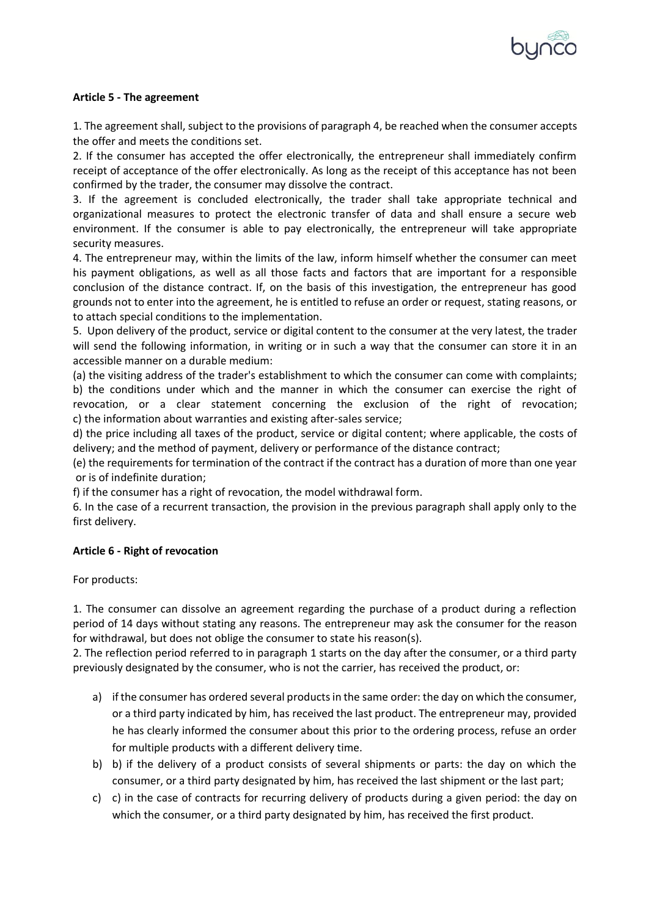**Article 5 - The agreement**

1. The agreement shall, subject to the provisions of paragraph 4, be reached when the consumer accepts the offer and meets the conditions set.
2. If the consumer has accepted the offer electronically, the entrepreneur shall immediately confirm receipt of acceptance of the offer electronically. As long as the receipt of this acceptance has not been confirmed by the trader, the consumer may dissolve the contract.
3. If the agreement is concluded electronically, the trader shall take appropriate technical and organizational measures to protect the electronic transfer of data and shall ensure a secure web environment. If the consumer is able to pay electronically, the entrepreneur will take appropriate security measures.
4. The entrepreneur may, within the limits of the law, inform himself whether the consumer can meet his payment obligations, as well as all those facts and factors that are important for a responsible conclusion of the distance contract. If, on the basis of this investigation, the entrepreneur has good grounds not to enter into the agreement, he is entitled to refuse an order or request, stating reasons, or to attach special conditions to the implementation.
5. Upon delivery of the product, service or digital content to the consumer at the very latest, the trader will send the following information, in writing or in such a way that the consumer can store it in an accessible manner on a durable medium:

(a) the visiting address of the trader's establishment to which the consumer can come with complaints;
b) the conditions under which and the manner in which the consumer can exercise the right of revocation, or a clear statement concerning the exclusion of the right of revocation;
c) the information about warranties and existing after-sales service;
d) the price including all taxes of the product, service or digital content; where applicable, the costs of delivery; and the method of payment, delivery or performance of the distance contract;
(e) the requirements for termination of the contract if the contract has a duration of more than one year or is of indefinite duration;
f) if the consumer has a right of revocation, the model withdrawal form.

6. In the case of a recurrent transaction, the provision in the previous paragraph shall apply only to the first delivery.

**Article 6 - Right of revocation**

For products:

1. The consumer can dissolve an agreement regarding the purchase of a product during a reflection period of 14 days without stating any reasons. The entrepreneur may ask the consumer for the reason for withdrawal, but does not oblige the consumer to state his reason(s).
2. The reflection period referred to in paragraph 1 starts on the day after the consumer, or a third party previously designated by the consumer, who is not the carrier, has received the product, or:

a) if the consumer has ordered several products in the same order: the day on which the consumer, or a third party indicated by him, has received the last product. The entrepreneur may, provided he has clearly informed the consumer about this prior to the ordering process, refuse an order for multiple products with a different delivery time.
b) b) if the delivery of a product consists of several shipments or parts: the day on which the consumer, or a third party designated by him, has received the last shipment or the last part;
c) c) in the case of contracts for recurring delivery of products during a given period: the day on which the consumer, or a third party designated by him, has received the first product.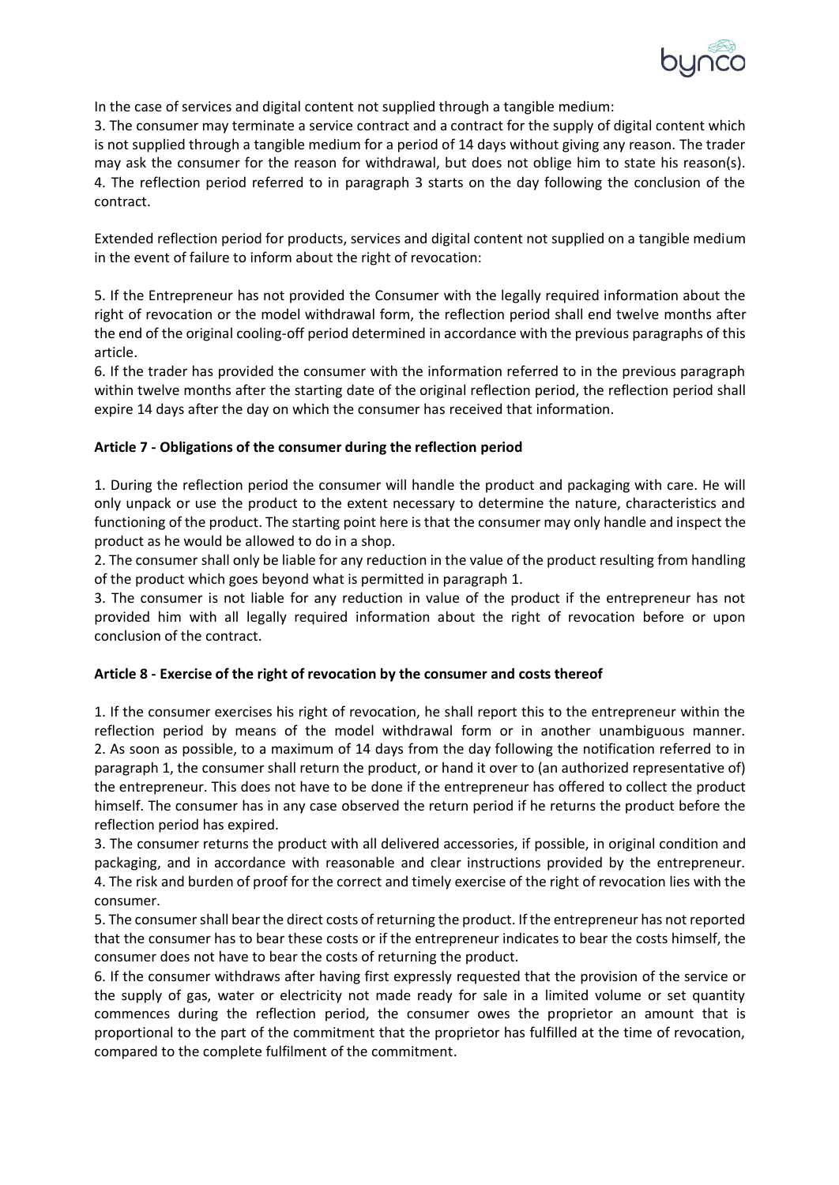In the case of services and digital content not supplied through a tangible medium:

3. The consumer may terminate a service contract and a contract for the supply of digital content which is not supplied through a tangible medium for a period of 14 days without giving any reason. The trader may ask the consumer for the reason for withdrawal, but does not oblige him to state his reason(s).
4. The reflection period referred to in paragraph 3 starts on the day following the conclusion of the contract.

Extended reflection period for products, services and digital content not supplied on a tangible medium in the event of failure to inform about the right of revocation:

5. If the Entrepreneur has not provided the Consumer with the legally required information about the right of revocation or the model withdrawal form, the reflection period shall end twelve months after the end of the original cooling-off period determined in accordance with the previous paragraphs of this article.
6. If the trader has provided the consumer with the information referred to in the previous paragraph within twelve months after the starting date of the original reflection period, the reflection period shall expire 14 days after the day on which the consumer has received that information.

**Article 7 - Obligations of the consumer during the reflection period**

1. During the reflection period the consumer will handle the product and packaging with care. He will only unpack or use the product to the extent necessary to determine the nature, characteristics and functioning of the product. The starting point here is that the consumer may only handle and inspect the product as he would be allowed to do in a shop.
2. The consumer shall only be liable for any reduction in the value of the product resulting from handling of the product which goes beyond what is permitted in paragraph 1.
3. The consumer is not liable for any reduction in value of the product if the entrepreneur has not provided him with all legally required information about the right of revocation before or upon conclusion of the contract.

**Article 8 - Exercise of the right of revocation by the consumer and costs thereof**

1. If the consumer exercises his right of revocation, he shall report this to the entrepreneur within the reflection period by means of the model withdrawal form or in another unambiguous manner.
2. As soon as possible, to a maximum of 14 days from the day following the notification referred to in paragraph 1, the consumer shall return the product, or hand it over to (an authorized representative of) the entrepreneur. This does not have to be done if the entrepreneur has offered to collect the product himself. The consumer has in any case observed the return period if he returns the product before the reflection period has expired.
3. The consumer returns the product with all delivered accessories, if possible, in original condition and packaging, and in accordance with reasonable and clear instructions provided by the entrepreneur.
4. The risk and burden of proof for the correct and timely exercise of the right of revocation lies with the consumer.
5. The consumer shall bear the direct costs of returning the product. If the entrepreneur has not reported that the consumer has to bear these costs or if the entrepreneur indicates to bear the costs himself, the consumer does not have to bear the costs of returning the product.
6. If the consumer withdraws after having first expressly requested that the provision of the service or the supply of gas, water or electricity not made ready for sale in a limited volume or set quantity commences during the reflection period, the consumer owes the proprietor an amount that is proportional to the part of the commitment that the proprietor has fulfilled at the time of revocation, compared to the complete fulfilment of the commitment.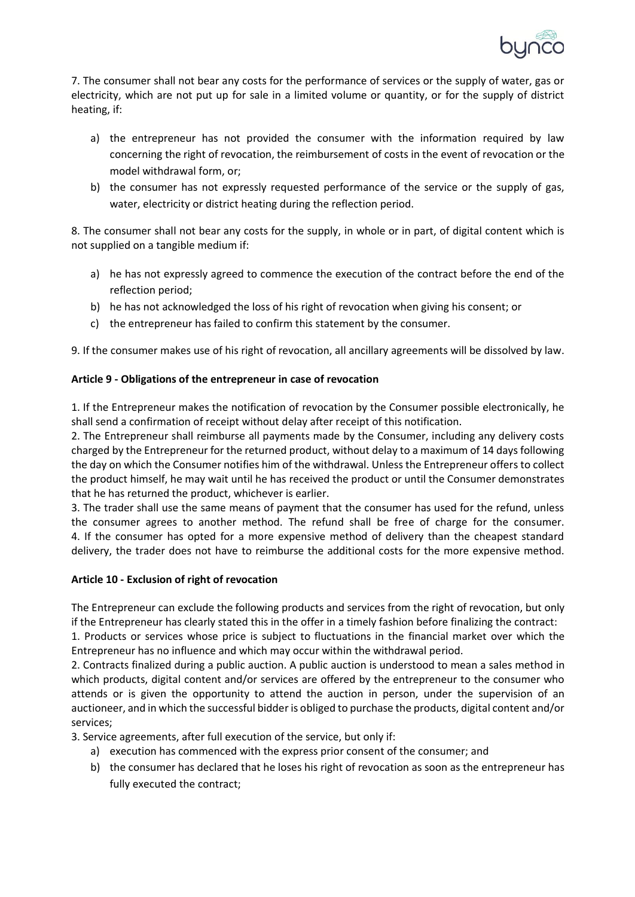7. The consumer shall not bear any costs for the performance of services or the supply of water, gas or electricity, which are not put up for sale in a limited volume or quantity, or for the supply of district heating, if:

a) the entrepreneur has not provided the consumer with the information required by law concerning the right of revocation, the reimbursement of costs in the event of revocation or the model withdrawal form, or;
b) the consumer has not expressly requested performance of the service or the supply of gas, water, electricity or district heating during the reflection period.

8. The consumer shall not bear any costs for the supply, in whole or in part, of digital content which is not supplied on a tangible medium if:

a) he has not expressly agreed to commence the execution of the contract before the end of the reflection period;
b) he has not acknowledged the loss of his right of revocation when giving his consent; or
c) the entrepreneur has failed to confirm this statement by the consumer.

9. If the consumer makes use of his right of revocation, all ancillary agreements will be dissolved by law.

**Article 9 - Obligations of the entrepreneur in case of revocation**

1. If the Entrepreneur makes the notification of revocation by the Consumer possible electronically, he shall send a confirmation of receipt without delay after receipt of this notification.
2. The Entrepreneur shall reimburse all payments made by the Consumer, including any delivery costs charged by the Entrepreneur for the returned product, without delay to a maximum of 14 days following the day on which the Consumer notifies him of the withdrawal. Unless the Entrepreneur offers to collect the product himself, he may wait until he has received the product or until the Consumer demonstrates that he has returned the product, whichever is earlier.
3. The trader shall use the same means of payment that the consumer has used for the refund, unless the consumer agrees to another method. The refund shall be free of charge for the consumer.
4. If the consumer has opted for a more expensive method of delivery than the cheapest standard delivery, the trader does not have to reimburse the additional costs for the more expensive method.

**Article 10 - Exclusion of right of revocation**

The Entrepreneur can exclude the following products and services from the right of revocation, but only if the Entrepreneur has clearly stated this in the offer in a timely fashion before finalizing the contract:
1. Products or services whose price is subject to fluctuations in the financial market over which the Entrepreneur has no influence and which may occur within the withdrawal period.
2. Contracts finalized during a public auction. A public auction is understood to mean a sales method in which products, digital content and/or services are offered by the entrepreneur to the consumer who attends or is given the opportunity to attend the auction in person, under the supervision of an auctioneer, and in which the successful bidder is obliged to purchase the products, digital content and/or services;
3. Service agreements, after full execution of the service, but only if:

a) execution has commenced with the express prior consent of the consumer; and
b) the consumer has declared that he loses his right of revocation as soon as the entrepreneur has fully executed the contract;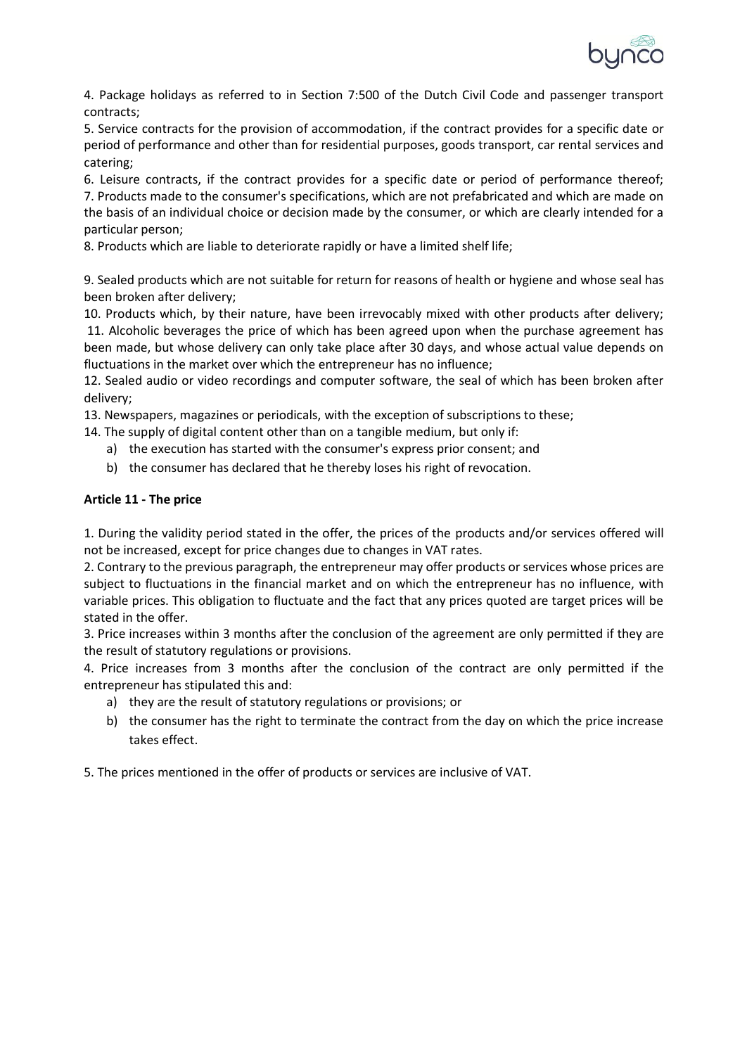4. Package holidays as referred to in Section 7:500 of the Dutch Civil Code and passenger transport contracts;

5. Service contracts for the provision of accommodation, if the contract provides for a specific date or period of performance and other than for residential purposes, goods transport, car rental services and catering;

6. Leisure contracts, if the contract provides for a specific date or period of performance thereof;

7. Products made to the consumer's specifications, which are not prefabricated and which are made on the basis of an individual choice or decision made by the consumer, or which are clearly intended for a particular person;

8. Products which are liable to deteriorate rapidly or have a limited shelf life;

9. Sealed products which are not suitable for return for reasons of health or hygiene and whose seal has been broken after delivery;

10. Products which, by their nature, have been irrevocably mixed with other products after delivery;

11. Alcoholic beverages the price of which has been agreed upon when the purchase agreement has been made, but whose delivery can only take place after 30 days, and whose actual value depends on fluctuations in the market over which the entrepreneur has no influence;

12. Sealed audio or video recordings and computer software, the seal of which has been broken after delivery;

13. Newspapers, magazines or periodicals, with the exception of subscriptions to these;

14. The supply of digital content other than on a tangible medium, but only if:

   a) the execution has started with the consumer's express prior consent; and
   b) the consumer has declared that he thereby loses his right of revocation.

**Article 11 - The price**

1. During the validity period stated in the offer, the prices of the products and/or services offered will not be increased, except for price changes due to changes in VAT rates.

2. Contrary to the previous paragraph, the entrepreneur may offer products or services whose prices are subject to fluctuations in the financial market and on which the entrepreneur has no influence, with variable prices. This obligation to fluctuate and the fact that any prices quoted are target prices will be stated in the offer.

3. Price increases within 3 months after the conclusion of the agreement are only permitted if they are the result of statutory regulations or provisions.

4. Price increases from 3 months after the conclusion of the contract are only permitted if the entrepreneur has stipulated this and:

   a) they are the result of statutory regulations or provisions; or
   b) the consumer has the right to terminate the contract from the day on which the price increase takes effect.

5. The prices mentioned in the offer of products or services are inclusive of VAT.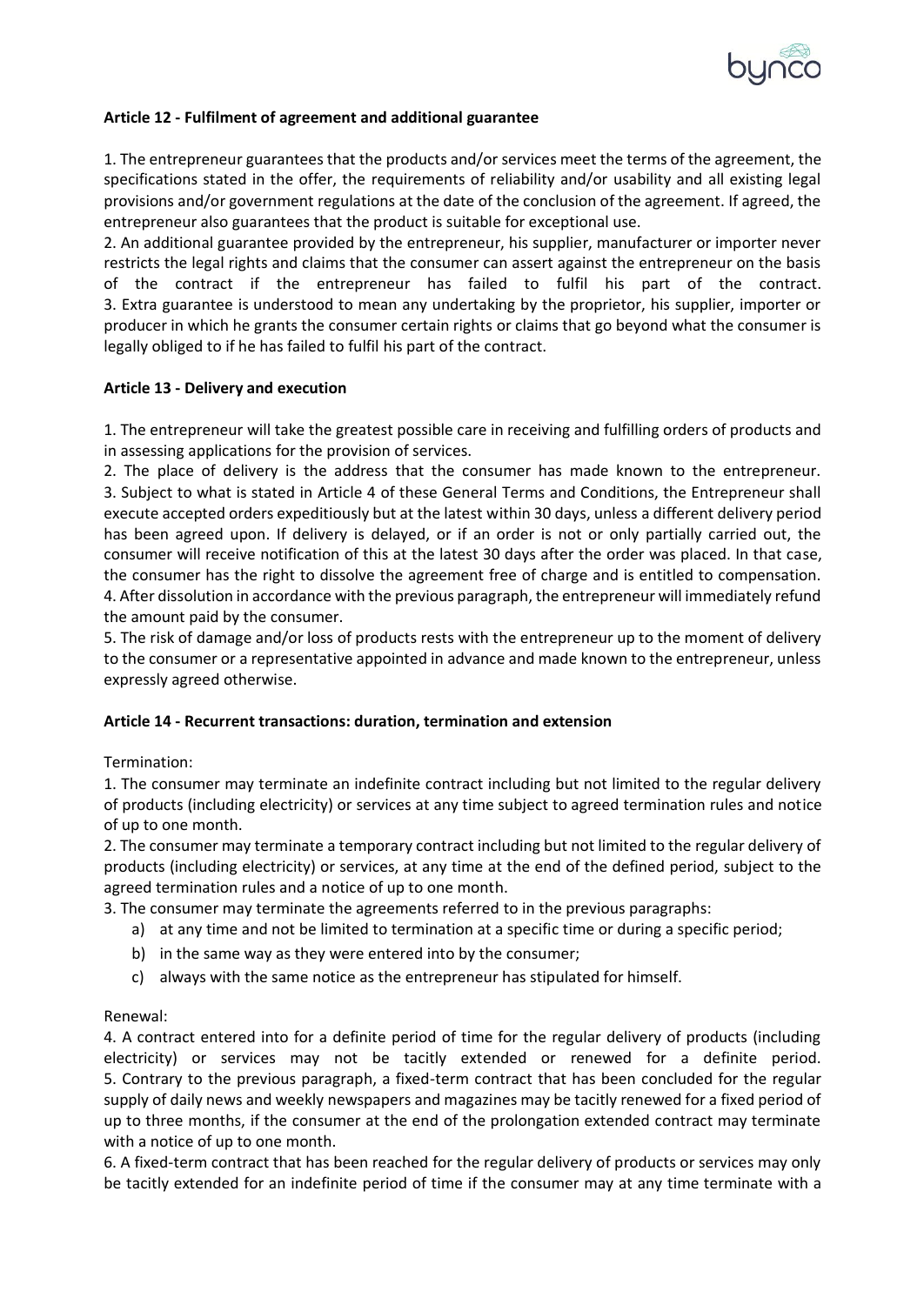**Article 12 - Fulfilment of agreement and additional guarantee**

1. The entrepreneur guarantees that the products and/or services meet the terms of the agreement, the specifications stated in the offer, the requirements of reliability and/or usability and all existing legal provisions and/or government regulations at the date of the conclusion of the agreement. If agreed, the entrepreneur also guarantees that the product is suitable for exceptional use.
2. An additional guarantee provided by the entrepreneur, his supplier, manufacturer or importer never restricts the legal rights and claims that the consumer can assert against the entrepreneur on the basis of the contract if the entrepreneur has failed to fulfil his part of the contract.
3. Extra guarantee is understood to mean any undertaking by the proprietor, his supplier, importer or producer in which he grants the consumer certain rights or claims that go beyond what the consumer is legally obliged to if he has failed to fulfil his part of the contract.

**Article 13 - Delivery and execution**

1. The entrepreneur will take the greatest possible care in receiving and fulfilling orders of products and in assessing applications for the provision of services.
2. The place of delivery is the address that the consumer has made known to the entrepreneur.
3. Subject to what is stated in Article 4 of these General Terms and Conditions, the Entrepreneur shall execute accepted orders expeditiously but at the latest within 30 days, unless a different delivery period has been agreed upon. If delivery is delayed, or if an order is not or only partially carried out, the consumer will receive notification of this at the latest 30 days after the order was placed. In that case, the consumer has the right to dissolve the agreement free of charge and is entitled to compensation.
4. After dissolution in accordance with the previous paragraph, the entrepreneur will immediately refund the amount paid by the consumer.
5. The risk of damage and/or loss of products rests with the entrepreneur up to the moment of delivery to the consumer or a representative appointed in advance and made known to the entrepreneur, unless expressly agreed otherwise.

**Article 14 - Recurrent transactions: duration, termination and extension**

Termination:

1. The consumer may terminate an indefinite contract including but not limited to the regular delivery of products (including electricity) or services at any time subject to agreed termination rules and notice of up to one month.
2. The consumer may terminate a temporary contract including but not limited to the regular delivery of products (including electricity) or services, at any time at the end of the defined period, subject to the agreed termination rules and a notice of up to one month.
3. The consumer may terminate the agreements referred to in the previous paragraphs:
    a) at any time and not be limited to termination at a specific time or during a specific period;
    b) in the same way as they were entered into by the consumer;
    c) always with the same notice as the entrepreneur has stipulated for himself.

Renewal:

4. A contract entered into for a definite period of time for the regular delivery of products (including electricity) or services may not be tacitly extended or renewed for a definite period.
5. Contrary to the previous paragraph, a fixed-term contract that has been concluded for the regular supply of daily news and weekly newspapers and magazines may be tacitly renewed for a fixed period of up to three months, if the consumer at the end of the prolongation extended contract may terminate with a notice of up to one month.
6. A fixed-term contract that has been reached for the regular delivery of products or services may only be tacitly extended for an indefinite period of time if the consumer may at any time terminate with a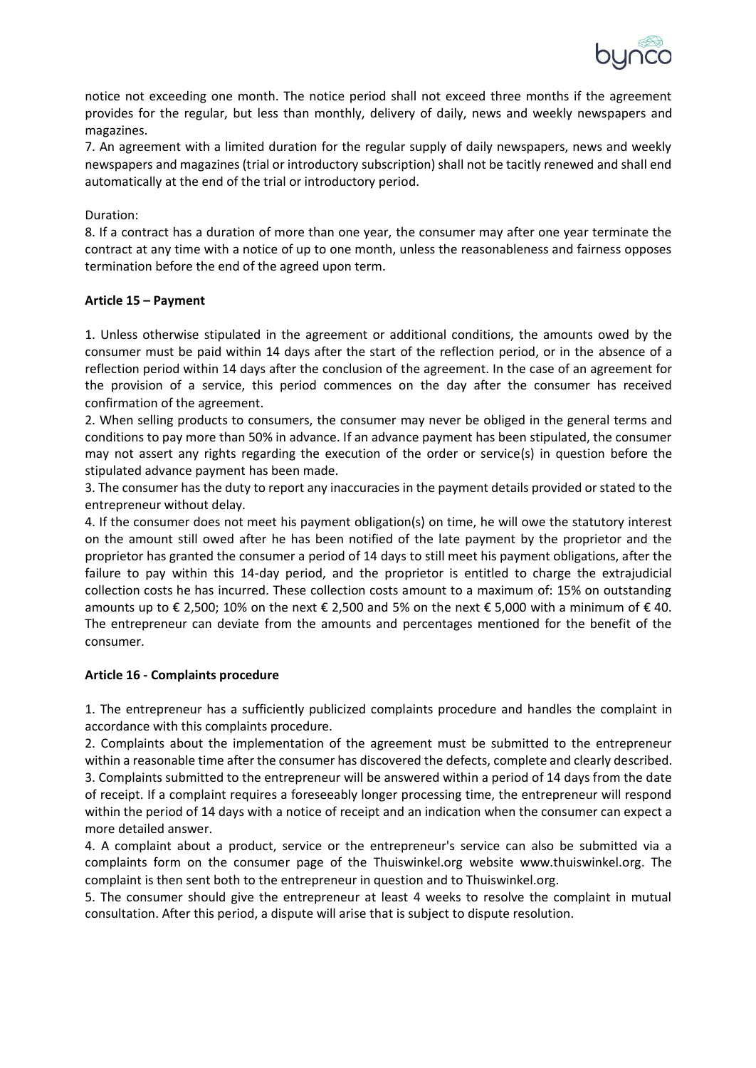notice not exceeding one month. The notice period shall not exceed three months if the agreement provides for the regular, but less than monthly, delivery of daily, news and weekly newspapers and magazines.

7. An agreement with a limited duration for the regular supply of daily newspapers, news and weekly newspapers and magazines (trial or introductory subscription) shall not be tacitly renewed and shall end automatically at the end of the trial or introductory period.

Duration:

8. If a contract has a duration of more than one year, the consumer may after one year terminate the contract at any time with a notice of up to one month, unless the reasonableness and fairness opposes termination before the end of the agreed upon term.

**Article 15 – Payment**

1. Unless otherwise stipulated in the agreement or additional conditions, the amounts owed by the consumer must be paid within 14 days after the start of the reflection period, or in the absence of a reflection period within 14 days after the conclusion of the agreement. In the case of an agreement for the provision of a service, this period commences on the day after the consumer has received confirmation of the agreement.

2. When selling products to consumers, the consumer may never be obliged in the general terms and conditions to pay more than 50% in advance. If an advance payment has been stipulated, the consumer may not assert any rights regarding the execution of the order or service(s) in question before the stipulated advance payment has been made.

3. The consumer has the duty to report any inaccuracies in the payment details provided or stated to the entrepreneur without delay.

4. If the consumer does not meet his payment obligation(s) on time, he will owe the statutory interest on the amount still owed after he has been notified of the late payment by the proprietor and the proprietor has granted the consumer a period of 14 days to still meet his payment obligations, after the failure to pay within this 14-day period, and the proprietor is entitled to charge the extrajudicial collection costs he has incurred. These collection costs amount to a maximum of: 15% on outstanding amounts up to € 2,500; 10% on the next € 2,500 and 5% on the next € 5,000 with a minimum of € 40. The entrepreneur can deviate from the amounts and percentages mentioned for the benefit of the consumer.

**Article 16 - Complaints procedure**

1. The entrepreneur has a sufficiently publicized complaints procedure and handles the complaint in accordance with this complaints procedure.

2. Complaints about the implementation of the agreement must be submitted to the entrepreneur within a reasonable time after the consumer has discovered the defects, complete and clearly described.

3. Complaints submitted to the entrepreneur will be answered within a period of 14 days from the date of receipt. If a complaint requires a foreseeably longer processing time, the entrepreneur will respond within the period of 14 days with a notice of receipt and an indication when the consumer can expect a more detailed answer.

4. A complaint about a product, service or the entrepreneur's service can also be submitted via a complaints form on the consumer page of the Thuiswinkel.org website www.thuiswinkel.org. The complaint is then sent both to the entrepreneur in question and to Thuiswinkel.org.

5. The consumer should give the entrepreneur at least 4 weeks to resolve the complaint in mutual consultation. After this period, a dispute will arise that is subject to dispute resolution.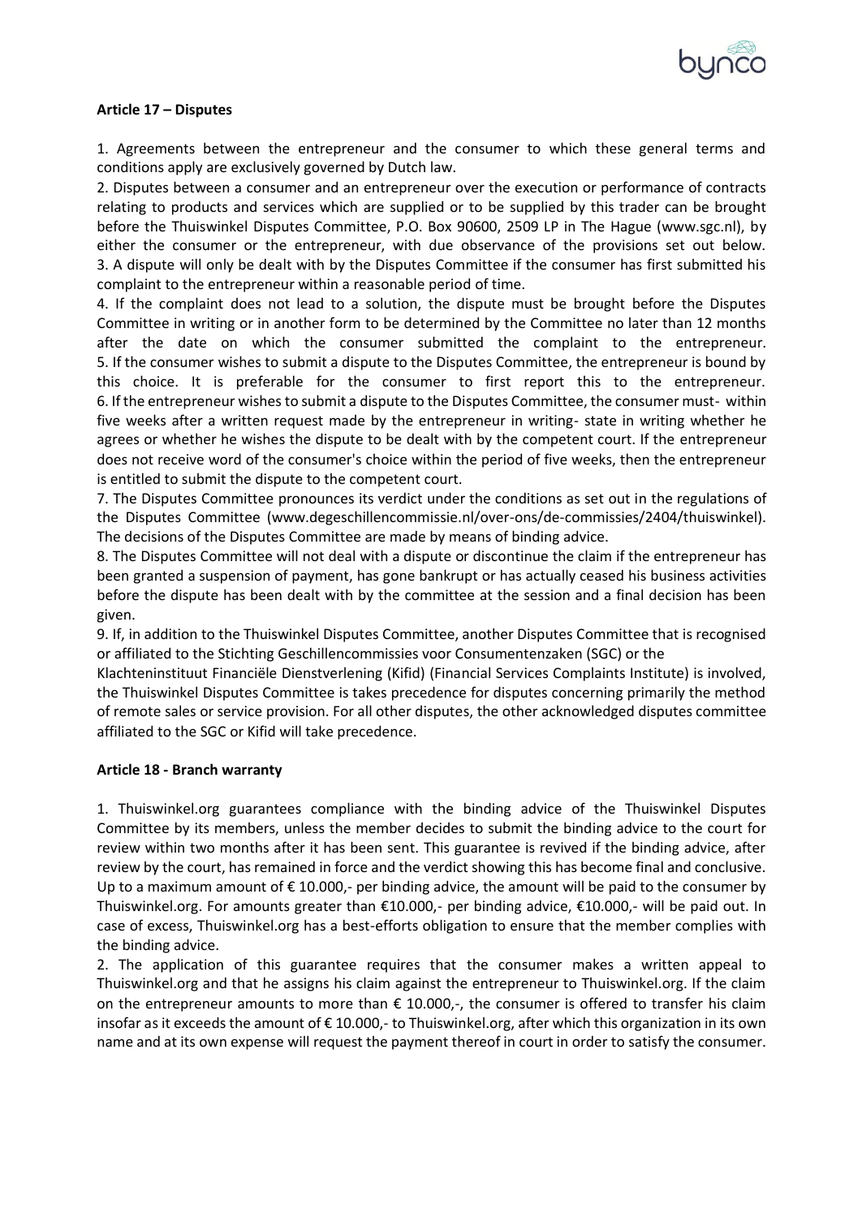**Article 17 – Disputes**

1. Agreements between the entrepreneur and the consumer to which these general terms and conditions apply are exclusively governed by Dutch law.
2. Disputes between a consumer and an entrepreneur over the execution or performance of contracts relating to products and services which are supplied or to be supplied by this trader can be brought before the Thuiswinkel Disputes Committee, P.O. Box 90600, 2509 LP in The Hague (www.sgc.nl), by either the consumer or the entrepreneur, with due observance of the provisions set out below.
3. A dispute will only be dealt with by the Disputes Committee if the consumer has first submitted his complaint to the entrepreneur within a reasonable period of time.
4. If the complaint does not lead to a solution, the dispute must be brought before the Disputes Committee in writing or in another form to be determined by the Committee no later than 12 months after the date on which the consumer submitted the complaint to the entrepreneur.
5. If the consumer wishes to submit a dispute to the Disputes Committee, the entrepreneur is bound by this choice. It is preferable for the consumer to first report this to the entrepreneur.
6. If the entrepreneur wishes to submit a dispute to the Disputes Committee, the consumer must- within five weeks after a written request made by the entrepreneur in writing- state in writing whether he agrees or whether he wishes the dispute to be dealt with by the competent court. If the entrepreneur does not receive word of the consumer's choice within the period of five weeks, then the entrepreneur is entitled to submit the dispute to the competent court.
7. The Disputes Committee pronounces its verdict under the conditions as set out in the regulations of the Disputes Committee (www.degeschillencommissie.nl/over-ons/de-commissies/2404/thuiswinkel). The decisions of the Disputes Committee are made by means of binding advice.
8. The Disputes Committee will not deal with a dispute or discontinue the claim if the entrepreneur has been granted a suspension of payment, has gone bankrupt or has actually ceased his business activities before the dispute has been dealt with by the committee at the session and a final decision has been given.
9. If, in addition to the Thuiswinkel Disputes Committee, another Disputes Committee that is recognised or affiliated to the Stichting Geschillencommissies voor Consumentenzaken (SGC) or the Klachteninstituut Financiële Dienstverlening (Kifid) (Financial Services Complaints Institute) is involved, the Thuiswinkel Disputes Committee is takes precedence for disputes concerning primarily the method of remote sales or service provision. For all other disputes, the other acknowledged disputes committee affiliated to the SGC or Kifid will take precedence.

**Article 18 - Branch warranty**

1. Thuiswinkel.org guarantees compliance with the binding advice of the Thuiswinkel Disputes Committee by its members, unless the member decides to submit the binding advice to the court for review within two months after it has been sent. This guarantee is revived if the binding advice, after review by the court, has remained in force and the verdict showing this has become final and conclusive. Up to a maximum amount of € 10.000,- per binding advice, the amount will be paid to the consumer by Thuiswinkel.org. For amounts greater than €10.000,- per binding advice, €10.000,- will be paid out. In case of excess, Thuiswinkel.org has a best-efforts obligation to ensure that the member complies with the binding advice.
2. The application of this guarantee requires that the consumer makes a written appeal to Thuiswinkel.org and that he assigns his claim against the entrepreneur to Thuiswinkel.org. If the claim on the entrepreneur amounts to more than € 10.000,-, the consumer is offered to transfer his claim insofar as it exceeds the amount of € 10.000,- to Thuiswinkel.org, after which this organization in its own name and at its own expense will request the payment thereof in court in order to satisfy the consumer.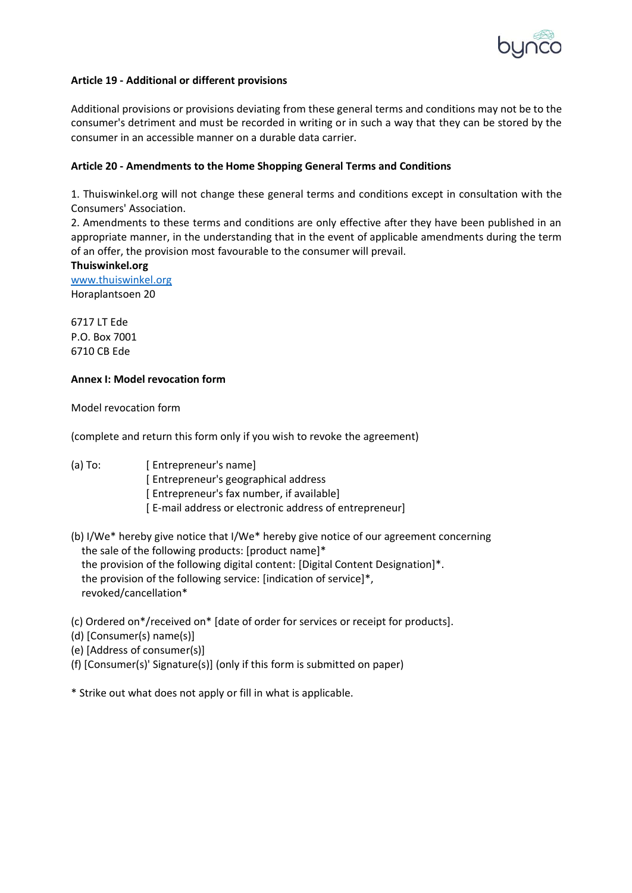**Article 19 - Additional or different provisions**

Additional provisions or provisions deviating from these general terms and conditions may not be to the consumer's detriment and must be recorded in writing or in such a way that they can be stored by the consumer in an accessible manner on a durable data carrier.

**Article 20 - Amendments to the Home Shopping General Terms and Conditions**

1. Thuiswinkel.org will not change these general terms and conditions except in consultation with the Consumers' Association.
2. Amendments to these terms and conditions are only effective after they have been published in an appropriate manner, in the understanding that in the event of applicable amendments during the term of an offer, the provision most favourable to the consumer will prevail.

**Thuiswinkel.org**
www.thuiswinkel.org
Horaplantsoen 20

6717 LT Ede
P.O. Box 7001
6710 CB Ede

**Annex I: Model revocation form**

Model revocation form

(complete and return this form only if you wish to revoke the agreement)

(a) To: [ Entrepreneur's name]
[ Entrepreneur's geographical address
[ Entrepreneur's fax number, if available]
[ E-mail address or electronic address of entrepreneur]

(b) I/We* hereby give notice that I/We* hereby give notice of our agreement concerning
the sale of the following products: [product name]*
the provision of the following digital content: [Digital Content Designation]*.
the provision of the following service: [indication of service]*,
revoked/cancellation*

(c) Ordered on*/received on* [date of order for services or receipt for products].
(d) [Consumer(s) name(s)]
(e) [Address of consumer(s)]
(f) [Consumer(s)' Signature(s)] (only if this form is submitted on paper)

* Strike out what does not apply or fill in what is applicable.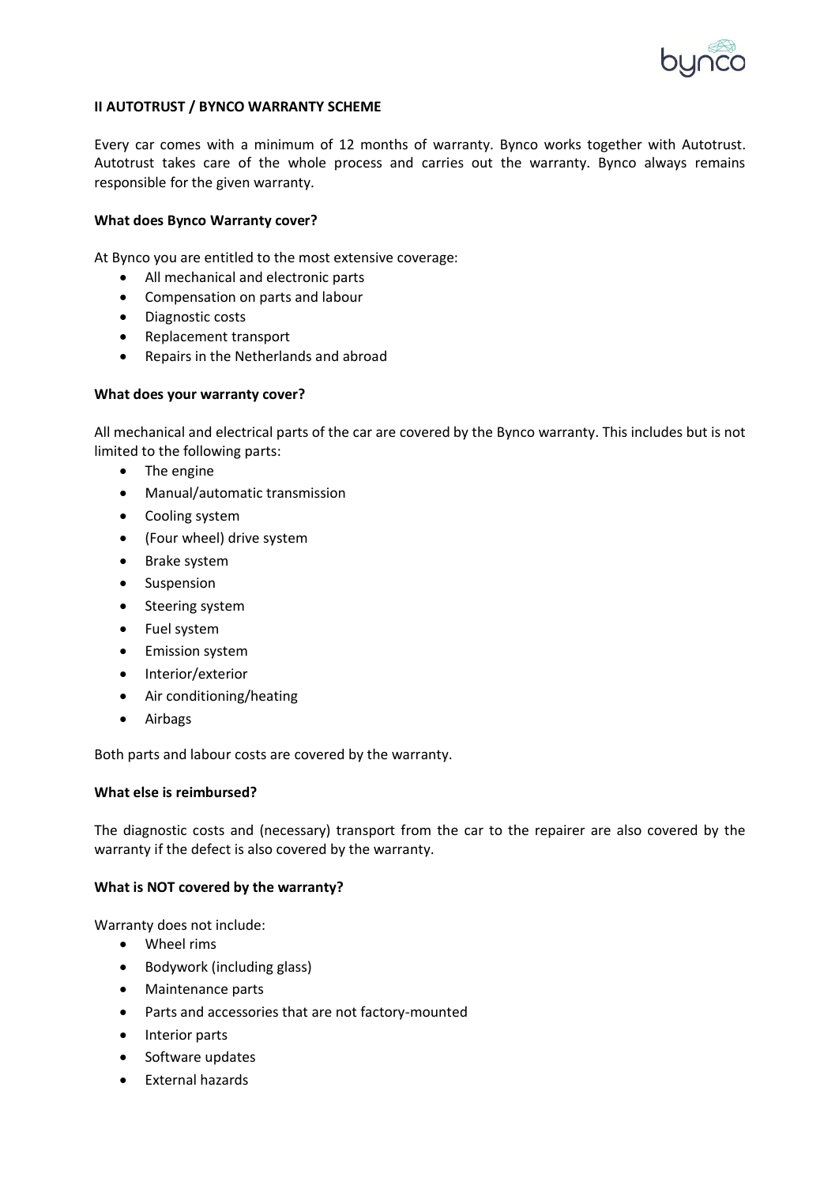## II AUTOTRUST / BYNCO WARRANTY SCHEME

Every car comes with a minimum of 12 months of warranty. Bynco works together with Autotrust. Autotrust takes care of the whole process and carries out the warranty. Bynco always remains responsible for the given warranty.

### What does Bynco Warranty cover?

At Bynco you are entitled to the most extensive coverage:

- All mechanical and electronic parts
- Compensation on parts and labour
- Diagnostic costs
- Replacement transport
- Repairs in the Netherlands and abroad

### What does your warranty cover?

All mechanical and electrical parts of the car are covered by the Bynco warranty. This includes but is not limited to the following parts:

- The engine
- Manual/automatic transmission
- Cooling system
- (Four wheel) drive system
- Brake system
- Suspension
- Steering system
- Fuel system
- Emission system
- Interior/exterior
- Air conditioning/heating
- Airbags

Both parts and labour costs are covered by the warranty.

### What else is reimbursed?

The diagnostic costs and (necessary) transport from the car to the repairer are also covered by the warranty if the defect is also covered by the warranty.

### What is NOT covered by the warranty?

Warranty does not include:

- Wheel rims
- Bodywork (including glass)
- Maintenance parts
- Parts and accessories that are not factory-mounted
- Interior parts
- Software updates
- External hazards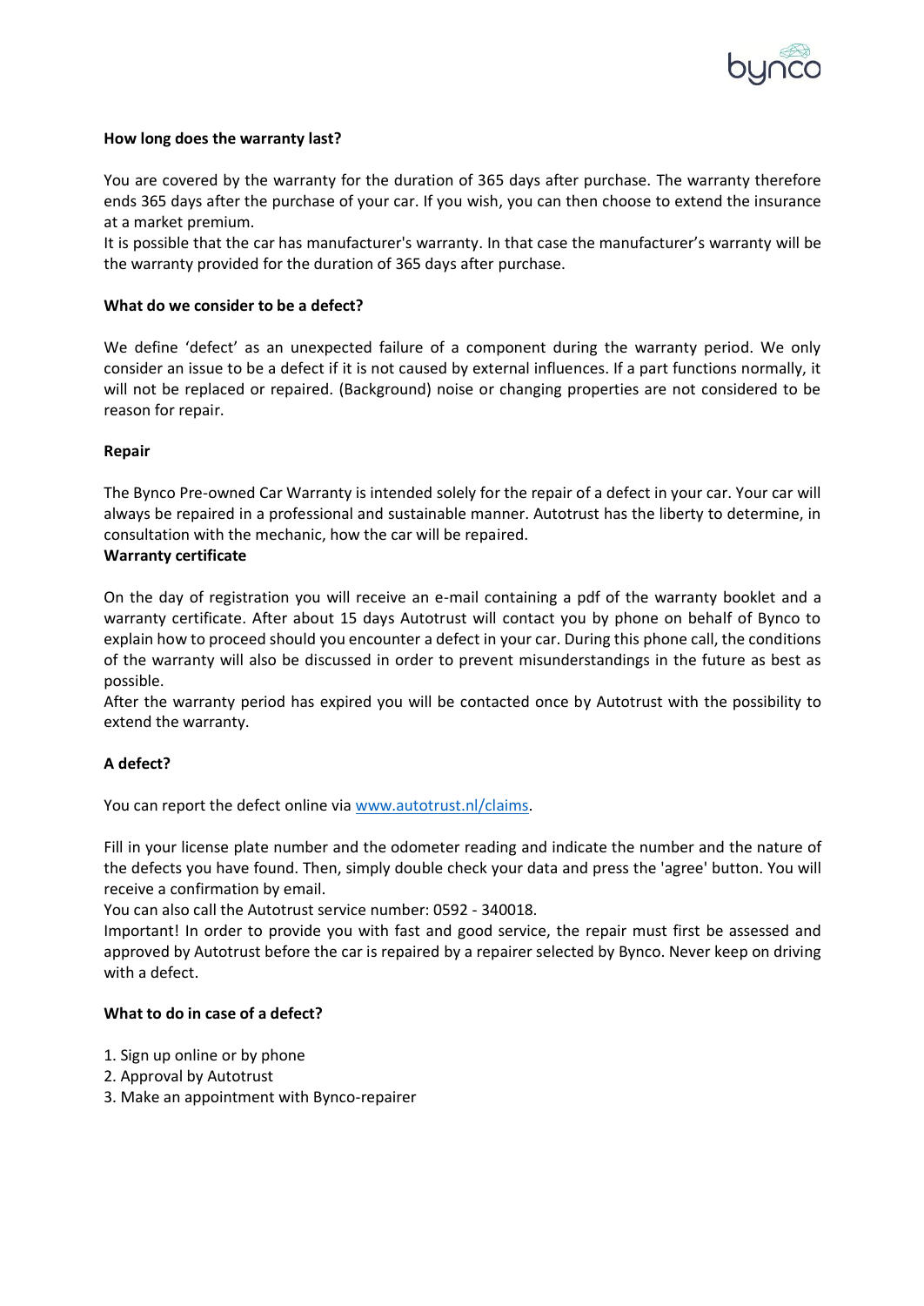**How long does the warranty last?**

You are covered by the warranty for the duration of 365 days after purchase. The warranty therefore ends 365 days after the purchase of your car. If you wish, you can then choose to extend the insurance at a market premium.
It is possible that the car has manufacturer's warranty. In that case the manufacturer's warranty will be the warranty provided for the duration of 365 days after purchase.

**What do we consider to be a defect?**

We define 'defect' as an unexpected failure of a component during the warranty period. We only consider an issue to be a defect if it is not caused by external influences. If a part functions normally, it will not be replaced or repaired. (Background) noise or changing properties are not considered to be reason for repair.

**Repair**

The Bynco Pre-owned Car Warranty is intended solely for the repair of a defect in your car. Your car will always be repaired in a professional and sustainable manner. Autotrust has the liberty to determine, in consultation with the mechanic, how the car will be repaired.

**Warranty certificate**

On the day of registration you will receive an e-mail containing a pdf of the warranty booklet and a warranty certificate. After about 15 days Autotrust will contact you by phone on behalf of Bynco to explain how to proceed should you encounter a defect in your car. During this phone call, the conditions of the warranty will also be discussed in order to prevent misunderstandings in the future as best as possible.
After the warranty period has expired you will be contacted once by Autotrust with the possibility to extend the warranty.

**A defect?**

You can report the defect online via [www.autotrust.nl/claims](www.autotrust.nl/claims).

Fill in your license plate number and the odometer reading and indicate the number and the nature of the defects you have found. Then, simply double check your data and press the 'agree' button. You will receive a confirmation by email.
You can also call the Autotrust service number: 0592 - 340018.
Important! In order to provide you with fast and good service, the repair must first be assessed and approved by Autotrust before the car is repaired by a repairer selected by Bynco. Never keep on driving with a defect.

**What to do in case of a defect?**

1. Sign up online or by phone
2. Approval by Autotrust
3. Make an appointment with Bynco-repairer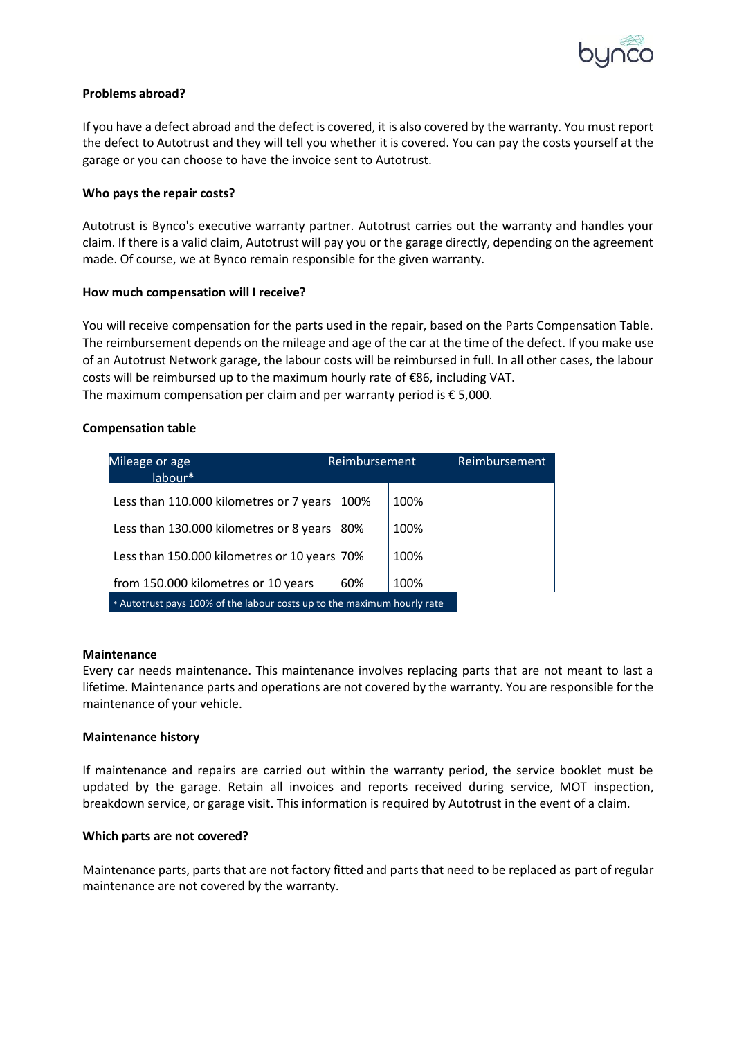**Problems abroad?**

If you have a defect abroad and the defect is covered, it is also covered by the warranty. You must report the defect to Autotrust and they will tell you whether it is covered. You can pay the costs yourself at the garage or you can choose to have the invoice sent to Autotrust.

**Who pays the repair costs?**

Autotrust is Bynco's executive warranty partner. Autotrust carries out the warranty and handles your claim. If there is a valid claim, Autotrust will pay you or the garage directly, depending on the agreement made. Of course, we at Bynco remain responsible for the given warranty.

**How much compensation will I receive?**

You will receive compensation for the parts used in the repair, based on the Parts Compensation Table. The reimbursement depends on the mileage and age of the car at the time of the defect. If you make use of an Autotrust Network garage, the labour costs will be reimbursed in full. In all other cases, the labour costs will be reimbursed up to the maximum hourly rate of €86, including VAT.
The maximum compensation per claim and per warranty period is € 5,000.

**Compensation table**

| Mileage or age | Reimbursement | Reimbursement labour* |
|---|---|---|
| Less than 110.000 kilometres or 7 years | 100% | 100% |
| Less than 130.000 kilometres or 8 years | 80% | 100% |
| Less than 150.000 kilometres or 10 years | 70% | 100% |
| from 150.000 kilometres or 10 years | 60% | 100% |

* Autotrust pays 100% of the labour costs up to the maximum hourly rate

**Maintenance**
Every car needs maintenance. This maintenance involves replacing parts that are not meant to last a lifetime. Maintenance parts and operations are not covered by the warranty. You are responsible for the maintenance of your vehicle.

**Maintenance history**

If maintenance and repairs are carried out within the warranty period, the service booklet must be updated by the garage. Retain all invoices and reports received during service, MOT inspection, breakdown service, or garage visit. This information is required by Autotrust in the event of a claim.

**Which parts are not covered?**

Maintenance parts, parts that are not factory fitted and parts that need to be replaced as part of regular maintenance are not covered by the warranty.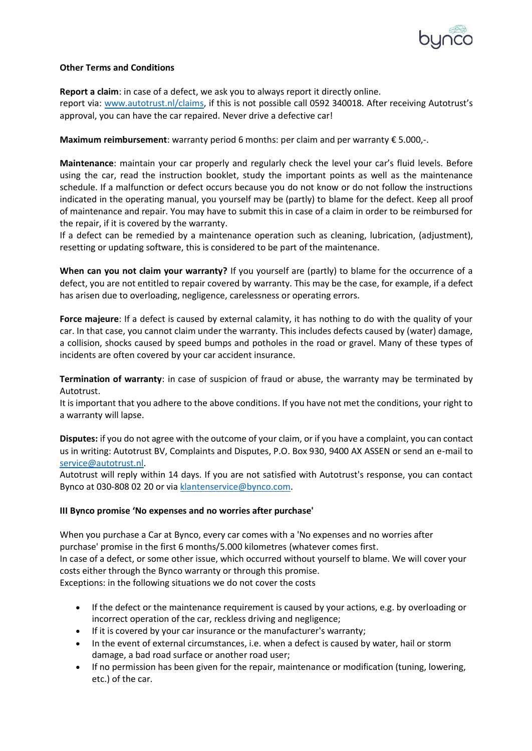**Other Terms and Conditions**

**Report a claim**: in case of a defect, we ask you to always report it directly online.
report via: www.autotrust.nl/claims, if this is not possible call 0592 340018. After receiving Autotrust's approval, you can have the car repaired. Never drive a defective car!

**Maximum reimbursement**: warranty period 6 months: per claim and per warranty € 5.000,-.

**Maintenance**: maintain your car properly and regularly check the level your car's fluid levels. Before using the car, read the instruction booklet, study the important points as well as the maintenance schedule. If a malfunction or defect occurs because you do not know or do not follow the instructions indicated in the operating manual, you yourself may be (partly) to blame for the defect. Keep all proof of maintenance and repair. You may have to submit this in case of a claim in order to be reimbursed for the repair, if it is covered by the warranty.
If a defect can be remedied by a maintenance operation such as cleaning, lubrication, (adjustment), resetting or updating software, this is considered to be part of the maintenance.

**When can you not claim your warranty?** If you yourself are (partly) to blame for the occurrence of a defect, you are not entitled to repair covered by warranty. This may be the case, for example, if a defect has arisen due to overloading, negligence, carelessness or operating errors.

**Force majeure**: If a defect is caused by external calamity, it has nothing to do with the quality of your car. In that case, you cannot claim under the warranty. This includes defects caused by (water) damage, a collision, shocks caused by speed bumps and potholes in the road or gravel. Many of these types of incidents are often covered by your car accident insurance.

**Termination of warranty**: in case of suspicion of fraud or abuse, the warranty may be terminated by Autotrust.
It is important that you adhere to the above conditions. If you have not met the conditions, your right to a warranty will lapse.

**Disputes:** if you do not agree with the outcome of your claim, or if you have a complaint, you can contact us in writing: Autotrust BV, Complaints and Disputes, P.O. Box 930, 9400 AX ASSEN or send an e-mail to service@autotrust.nl.
Autotrust will reply within 14 days. If you are not satisfied with Autotrust's response, you can contact Bynco at 030-808 02 20 or via klantenservice@bynco.com.

**III Bynco promise 'No expenses and no worries after purchase'**

When you purchase a Car at Bynco, every car comes with a 'No expenses and no worries after purchase' promise in the first 6 months/5.000 kilometres (whatever comes first.
In case of a defect, or some other issue, which occurred without yourself to blame. We will cover your costs either through the Bynco warranty or through this promise.
Exceptions: in the following situations we do not cover the costs

- If the defect or the maintenance requirement is caused by your actions, e.g. by overloading or incorrect operation of the car, reckless driving and negligence;
- If it is covered by your car insurance or the manufacturer's warranty;
- In the event of external circumstances, i.e. when a defect is caused by water, hail or storm damage, a bad road surface or another road user;
- If no permission has been given for the repair, maintenance or modification (tuning, lowering, etc.) of the car.